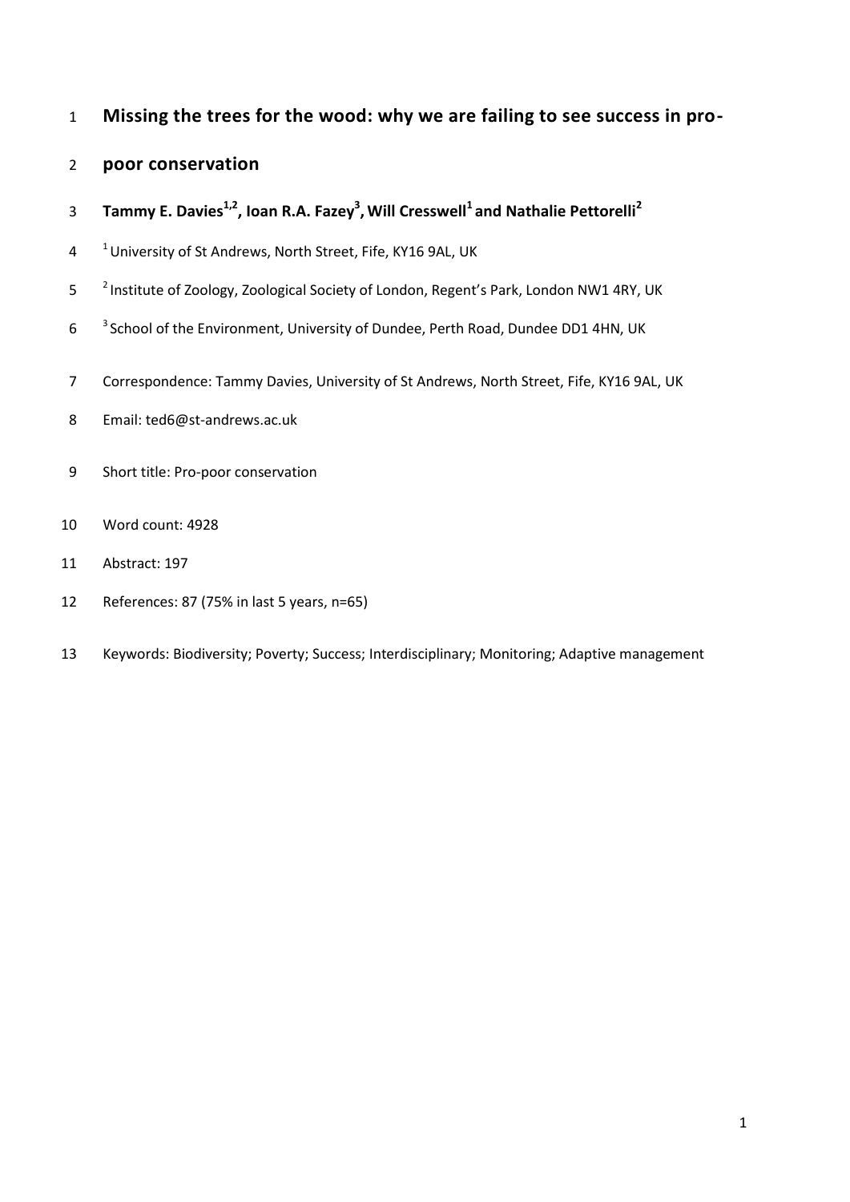# Missing the trees for the wood: why we are failing to see success in pro-poor conservation

**Tammy E. Davies[1,2], Ioan R.A. Fazey[3], Will Cresswell[1] and Nathalie Pettorelli[2]**

[1] University of St Andrews, North Street, Fife, KY16 9AL, UK

[2] Institute of Zoology, Zoological Society of London, Regent's Park, London NW1 4RY, UK

[3] School of the Environment, University of Dundee, Perth Road, Dundee DD1 4HN, UK

Correspondence: Tammy Davies, University of St Andrews, North Street, Fife, KY16 9AL, UK

Email: ted6@st-andrews.ac.uk

Short title: Pro-poor conservation

Word count: 4928

Abstract: 197

References: 87 (75% in last 5 years, n=65)

Keywords: Biodiversity; Poverty; Success; Interdisciplinary; Monitoring; Adaptive management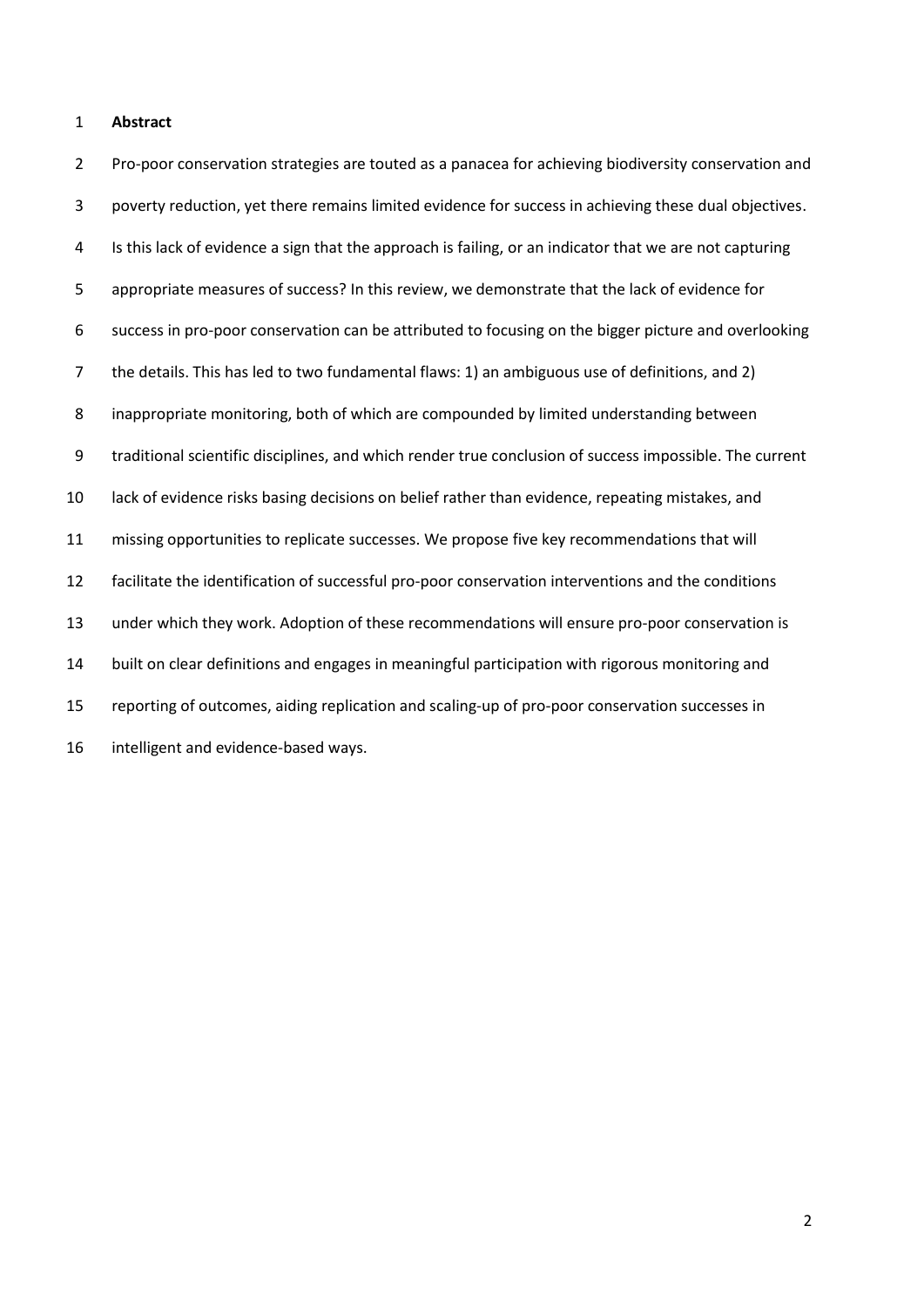**Abstract**

Pro-poor conservation strategies are touted as a panacea for achieving biodiversity conservation and poverty reduction, yet there remains limited evidence for success in achieving these dual objectives. Is this lack of evidence a sign that the approach is failing, or an indicator that we are not capturing appropriate measures of success? In this review, we demonstrate that the lack of evidence for success in pro-poor conservation can be attributed to focusing on the bigger picture and overlooking the details. This has led to two fundamental flaws: 1) an ambiguous use of definitions, and 2) inappropriate monitoring, both of which are compounded by limited understanding between traditional scientific disciplines, and which render true conclusion of success impossible. The current lack of evidence risks basing decisions on belief rather than evidence, repeating mistakes, and missing opportunities to replicate successes. We propose five key recommendations that will facilitate the identification of successful pro-poor conservation interventions and the conditions under which they work. Adoption of these recommendations will ensure pro-poor conservation is built on clear definitions and engages in meaningful participation with rigorous monitoring and reporting of outcomes, aiding replication and scaling-up of pro-poor conservation successes in intelligent and evidence-based ways.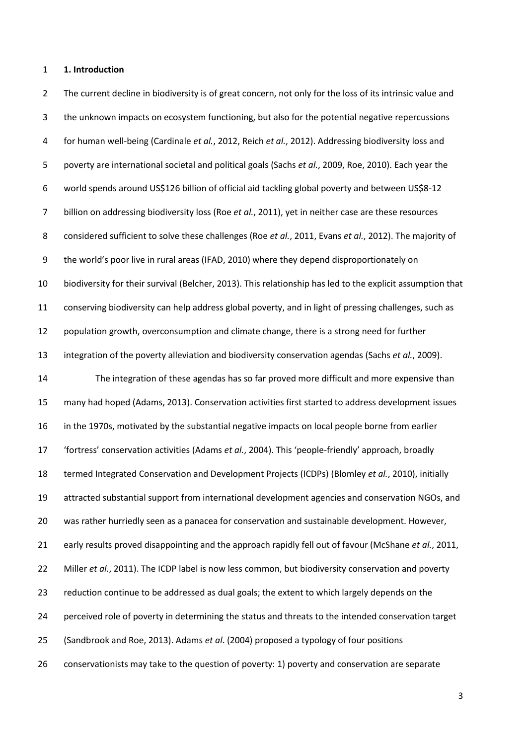## 1. Introduction

The current decline in biodiversity is of great concern, not only for the loss of its intrinsic value and the unknown impacts on ecosystem functioning, but also for the potential negative repercussions for human well-being (Cardinale *et al.*, 2012, Reich *et al.*, 2012). Addressing biodiversity loss and poverty are international societal and political goals (Sachs *et al.*, 2009, Roe, 2010). Each year the world spends around US$126 billion of official aid tackling global poverty and between US$8-12 billion on addressing biodiversity loss (Roe *et al.*, 2011), yet in neither case are these resources considered sufficient to solve these challenges (Roe *et al.*, 2011, Evans *et al.*, 2012). The majority of the world's poor live in rural areas (IFAD, 2010) where they depend disproportionately on biodiversity for their survival (Belcher, 2013). This relationship has led to the explicit assumption that conserving biodiversity can help address global poverty, and in light of pressing challenges, such as population growth, overconsumption and climate change, there is a strong need for further integration of the poverty alleviation and biodiversity conservation agendas (Sachs *et al.*, 2009).

The integration of these agendas has so far proved more difficult and more expensive than many had hoped (Adams, 2013). Conservation activities first started to address development issues in the 1970s, motivated by the substantial negative impacts on local people borne from earlier 'fortress' conservation activities (Adams *et al.*, 2004). This 'people-friendly' approach, broadly termed Integrated Conservation and Development Projects (ICDPs) (Blomley *et al.*, 2010), initially attracted substantial support from international development agencies and conservation NGOs, and was rather hurriedly seen as a panacea for conservation and sustainable development. However, early results proved disappointing and the approach rapidly fell out of favour (McShane *et al.*, 2011, Miller *et al.*, 2011). The ICDP label is now less common, but biodiversity conservation and poverty reduction continue to be addressed as dual goals; the extent to which largely depends on the perceived role of poverty in determining the status and threats to the intended conservation target (Sandbrook and Roe, 2013). Adams *et al*. (2004) proposed a typology of four positions conservationists may take to the question of poverty: 1) poverty and conservation are separate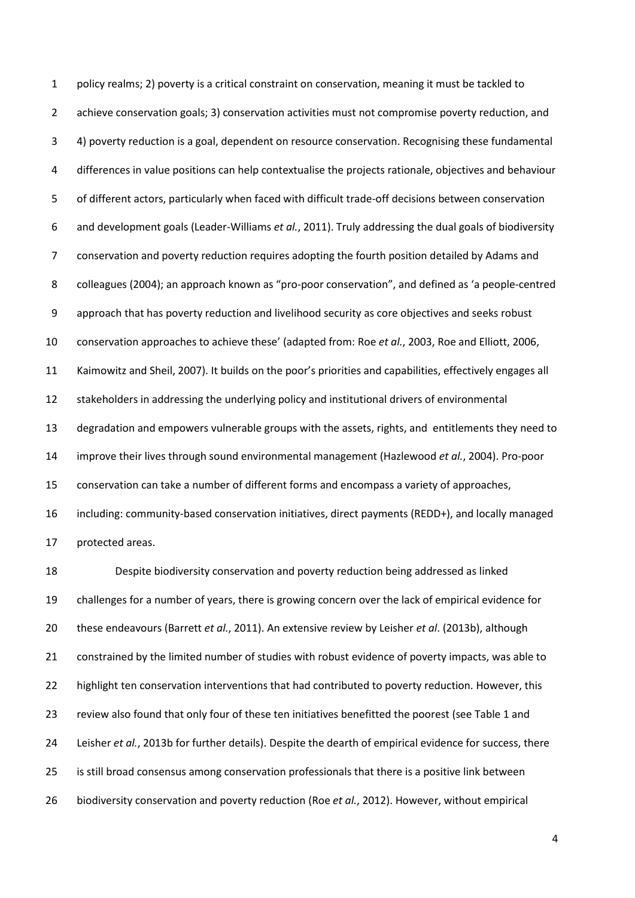policy realms; 2) poverty is a critical constraint on conservation, meaning it must be tackled to achieve conservation goals; 3) conservation activities must not compromise poverty reduction, and 4) poverty reduction is a goal, dependent on resource conservation. Recognising these fundamental differences in value positions can help contextualise the projects rationale, objectives and behaviour of different actors, particularly when faced with difficult trade-off decisions between conservation and development goals (Leader-Williams *et al.*, 2011). Truly addressing the dual goals of biodiversity conservation and poverty reduction requires adopting the fourth position detailed by Adams and colleagues (2004); an approach known as "pro-poor conservation", and defined as 'a people-centred approach that has poverty reduction and livelihood security as core objectives and seeks robust conservation approaches to achieve these' (adapted from: Roe *et al.*, 2003, Roe and Elliott, 2006, Kaimowitz and Sheil, 2007). It builds on the poor's priorities and capabilities, effectively engages all stakeholders in addressing the underlying policy and institutional drivers of environmental degradation and empowers vulnerable groups with the assets, rights, and entitlements they need to improve their lives through sound environmental management (Hazlewood *et al.*, 2004). Pro-poor conservation can take a number of different forms and encompass a variety of approaches, including: community-based conservation initiatives, direct payments (REDD+), and locally managed protected areas.

Despite biodiversity conservation and poverty reduction being addressed as linked challenges for a number of years, there is growing concern over the lack of empirical evidence for these endeavours (Barrett *et al.*, 2011). An extensive review by Leisher *et al*. (2013b), although constrained by the limited number of studies with robust evidence of poverty impacts, was able to highlight ten conservation interventions that had contributed to poverty reduction. However, this review also found that only four of these ten initiatives benefitted the poorest (see Table 1 and Leisher *et al.*, 2013b for further details). Despite the dearth of empirical evidence for success, there is still broad consensus among conservation professionals that there is a positive link between biodiversity conservation and poverty reduction (Roe *et al.*, 2012). However, without empirical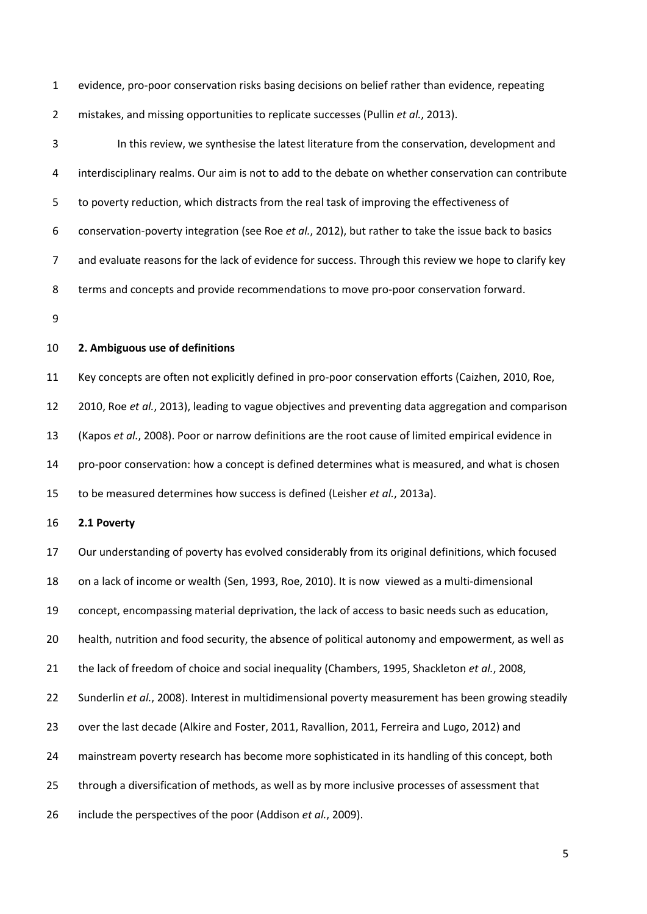evidence, pro-poor conservation risks basing decisions on belief rather than evidence, repeating mistakes, and missing opportunities to replicate successes (Pullin *et al.*, 2013).

In this review, we synthesise the latest literature from the conservation, development and interdisciplinary realms. Our aim is not to add to the debate on whether conservation can contribute to poverty reduction, which distracts from the real task of improving the effectiveness of conservation-poverty integration (see Roe *et al.*, 2012), but rather to take the issue back to basics and evaluate reasons for the lack of evidence for success. Through this review we hope to clarify key terms and concepts and provide recommendations to move pro-poor conservation forward.

## 2. Ambiguous use of definitions

Key concepts are often not explicitly defined in pro-poor conservation efforts (Caizhen, 2010, Roe, 2010, Roe *et al.*, 2013), leading to vague objectives and preventing data aggregation and comparison (Kapos *et al.*, 2008). Poor or narrow definitions are the root cause of limited empirical evidence in pro-poor conservation: how a concept is defined determines what is measured, and what is chosen to be measured determines how success is defined (Leisher *et al.*, 2013a).

### 2.1 Poverty

Our understanding of poverty has evolved considerably from its original definitions, which focused on a lack of income or wealth (Sen, 1993, Roe, 2010). It is now viewed as a multi-dimensional concept, encompassing material deprivation, the lack of access to basic needs such as education, health, nutrition and food security, the absence of political autonomy and empowerment, as well as the lack of freedom of choice and social inequality (Chambers, 1995, Shackleton *et al.*, 2008, Sunderlin *et al.*, 2008). Interest in multidimensional poverty measurement has been growing steadily over the last decade (Alkire and Foster, 2011, Ravallion, 2011, Ferreira and Lugo, 2012) and mainstream poverty research has become more sophisticated in its handling of this concept, both through a diversification of methods, as well as by more inclusive processes of assessment that include the perspectives of the poor (Addison *et al.*, 2009).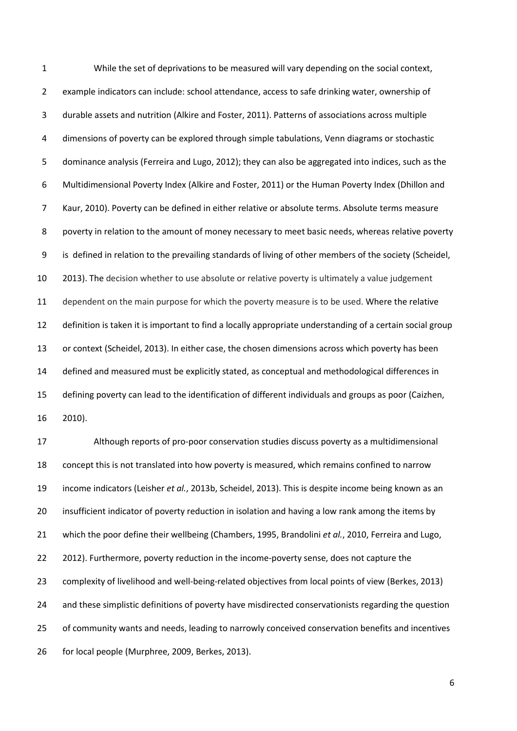While the set of deprivations to be measured will vary depending on the social context, example indicators can include: school attendance, access to safe drinking water, ownership of durable assets and nutrition (Alkire and Foster, 2011). Patterns of associations across multiple dimensions of poverty can be explored through simple tabulations, Venn diagrams or stochastic dominance analysis (Ferreira and Lugo, 2012); they can also be aggregated into indices, such as the Multidimensional Poverty Index (Alkire and Foster, 2011) or the Human Poverty Index (Dhillon and Kaur, 2010). Poverty can be defined in either relative or absolute terms. Absolute terms measure poverty in relation to the amount of money necessary to meet basic needs, whereas relative poverty is defined in relation to the prevailing standards of living of other members of the society (Scheidel, 2013). The decision whether to use absolute or relative poverty is ultimately a value judgement dependent on the main purpose for which the poverty measure is to be used. Where the relative definition is taken it is important to find a locally appropriate understanding of a certain social group or context (Scheidel, 2013). In either case, the chosen dimensions across which poverty has been defined and measured must be explicitly stated, as conceptual and methodological differences in defining poverty can lead to the identification of different individuals and groups as poor (Caizhen, 2010).

Although reports of pro-poor conservation studies discuss poverty as a multidimensional concept this is not translated into how poverty is measured, which remains confined to narrow income indicators (Leisher *et al.*, 2013b, Scheidel, 2013). This is despite income being known as an insufficient indicator of poverty reduction in isolation and having a low rank among the items by which the poor define their wellbeing (Chambers, 1995, Brandolini *et al.*, 2010, Ferreira and Lugo, 2012). Furthermore, poverty reduction in the income-poverty sense, does not capture the complexity of livelihood and well-being-related objectives from local points of view (Berkes, 2013) and these simplistic definitions of poverty have misdirected conservationists regarding the question of community wants and needs, leading to narrowly conceived conservation benefits and incentives for local people (Murphree, 2009, Berkes, 2013).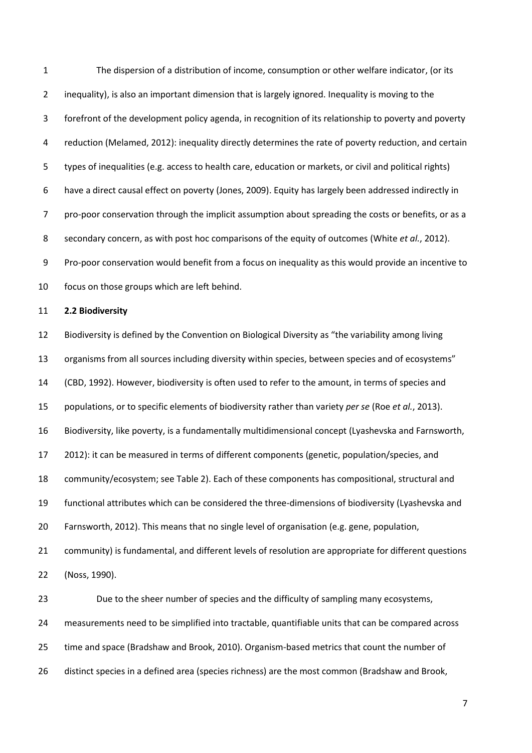The dispersion of a distribution of income, consumption or other welfare indicator, (or its inequality), is also an important dimension that is largely ignored. Inequality is moving to the forefront of the development policy agenda, in recognition of its relationship to poverty and poverty reduction (Melamed, 2012): inequality directly determines the rate of poverty reduction, and certain types of inequalities (e.g. access to health care, education or markets, or civil and political rights) have a direct causal effect on poverty (Jones, 2009). Equity has largely been addressed indirectly in pro-poor conservation through the implicit assumption about spreading the costs or benefits, or as a secondary concern, as with post hoc comparisons of the equity of outcomes (White *et al.*, 2012). Pro-poor conservation would benefit from a focus on inequality as this would provide an incentive to focus on those groups which are left behind.

**2.2 Biodiversity**

Biodiversity is defined by the Convention on Biological Diversity as "the variability among living organisms from all sources including diversity within species, between species and of ecosystems" (CBD, 1992). However, biodiversity is often used to refer to the amount, in terms of species and populations, or to specific elements of biodiversity rather than variety *per se* (Roe *et al.*, 2013). Biodiversity, like poverty, is a fundamentally multidimensional concept (Lyashevska and Farnsworth, 2012): it can be measured in terms of different components (genetic, population/species, and community/ecosystem; see Table 2). Each of these components has compositional, structural and functional attributes which can be considered the three-dimensions of biodiversity (Lyashevska and Farnsworth, 2012). This means that no single level of organisation (e.g. gene, population, community) is fundamental, and different levels of resolution are appropriate for different questions (Noss, 1990).

Due to the sheer number of species and the difficulty of sampling many ecosystems, measurements need to be simplified into tractable, quantifiable units that can be compared across time and space (Bradshaw and Brook, 2010). Organism-based metrics that count the number of distinct species in a defined area (species richness) are the most common (Bradshaw and Brook,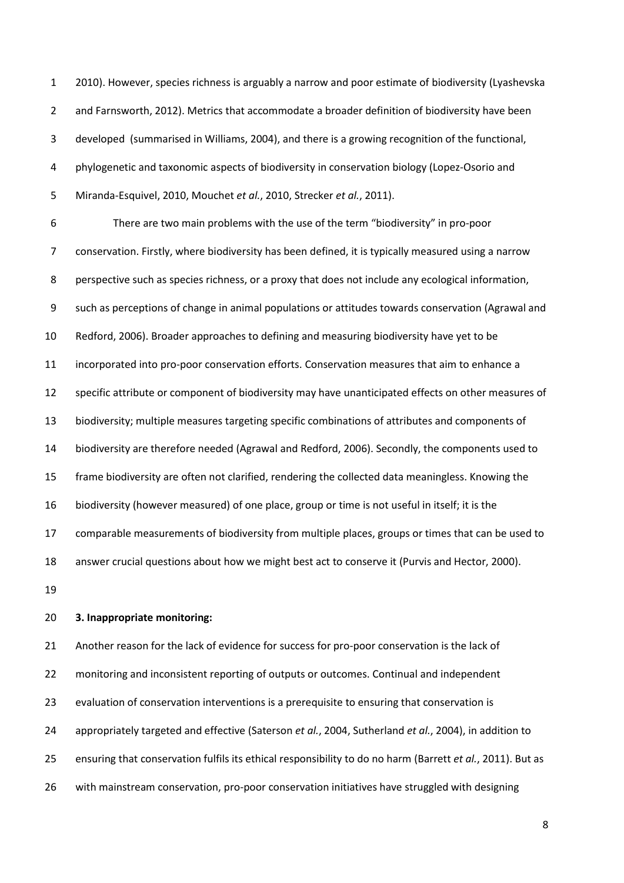2010). However, species richness is arguably a narrow and poor estimate of biodiversity (Lyashevska and Farnsworth, 2012). Metrics that accommodate a broader definition of biodiversity have been developed (summarised in Williams, 2004), and there is a growing recognition of the functional, phylogenetic and taxonomic aspects of biodiversity in conservation biology (Lopez-Osorio and Miranda-Esquivel, 2010, Mouchet *et al.*, 2010, Strecker *et al.*, 2011).

There are two main problems with the use of the term "biodiversity" in pro-poor conservation. Firstly, where biodiversity has been defined, it is typically measured using a narrow perspective such as species richness, or a proxy that does not include any ecological information, such as perceptions of change in animal populations or attitudes towards conservation (Agrawal and Redford, 2006). Broader approaches to defining and measuring biodiversity have yet to be incorporated into pro-poor conservation efforts. Conservation measures that aim to enhance a specific attribute or component of biodiversity may have unanticipated effects on other measures of biodiversity; multiple measures targeting specific combinations of attributes and components of biodiversity are therefore needed (Agrawal and Redford, 2006). Secondly, the components used to frame biodiversity are often not clarified, rendering the collected data meaningless. Knowing the biodiversity (however measured) of one place, group or time is not useful in itself; it is the comparable measurements of biodiversity from multiple places, groups or times that can be used to answer crucial questions about how we might best act to conserve it (Purvis and Hector, 2000).

**3. Inappropriate monitoring:**

Another reason for the lack of evidence for success for pro-poor conservation is the lack of monitoring and inconsistent reporting of outputs or outcomes. Continual and independent evaluation of conservation interventions is a prerequisite to ensuring that conservation is appropriately targeted and effective (Saterson *et al.*, 2004, Sutherland *et al.*, 2004), in addition to ensuring that conservation fulfils its ethical responsibility to do no harm (Barrett *et al.*, 2011). But as with mainstream conservation, pro-poor conservation initiatives have struggled with designing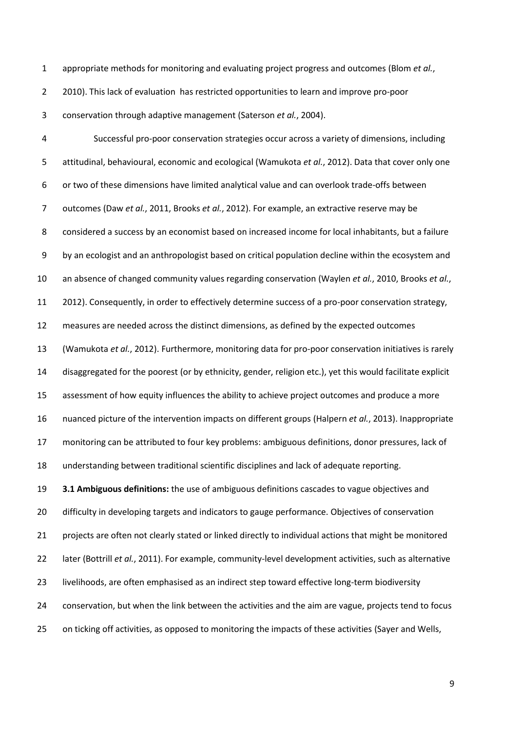appropriate methods for monitoring and evaluating project progress and outcomes (Blom *et al.*, 2010). This lack of evaluation has restricted opportunities to learn and improve pro-poor conservation through adaptive management (Saterson *et al.*, 2004).

Successful pro-poor conservation strategies occur across a variety of dimensions, including attitudinal, behavioural, economic and ecological (Wamukota *et al.*, 2012). Data that cover only one or two of these dimensions have limited analytical value and can overlook trade-offs between outcomes (Daw *et al.*, 2011, Brooks *et al.*, 2012). For example, an extractive reserve may be considered a success by an economist based on increased income for local inhabitants, but a failure by an ecologist and an anthropologist based on critical population decline within the ecosystem and an absence of changed community values regarding conservation (Waylen *et al.*, 2010, Brooks *et al.*, 2012). Consequently, in order to effectively determine success of a pro-poor conservation strategy, measures are needed across the distinct dimensions, as defined by the expected outcomes (Wamukota *et al.*, 2012). Furthermore, monitoring data for pro-poor conservation initiatives is rarely disaggregated for the poorest (or by ethnicity, gender, religion etc.), yet this would facilitate explicit assessment of how equity influences the ability to achieve project outcomes and produce a more nuanced picture of the intervention impacts on different groups (Halpern *et al.*, 2013). Inappropriate monitoring can be attributed to four key problems: ambiguous definitions, donor pressures, lack of understanding between traditional scientific disciplines and lack of adequate reporting.

**3.1 Ambiguous definitions:** the use of ambiguous definitions cascades to vague objectives and difficulty in developing targets and indicators to gauge performance. Objectives of conservation projects are often not clearly stated or linked directly to individual actions that might be monitored later (Bottrill *et al.*, 2011). For example, community-level development activities, such as alternative livelihoods, are often emphasised as an indirect step toward effective long-term biodiversity conservation, but when the link between the activities and the aim are vague, projects tend to focus on ticking off activities, as opposed to monitoring the impacts of these activities (Sayer and Wells,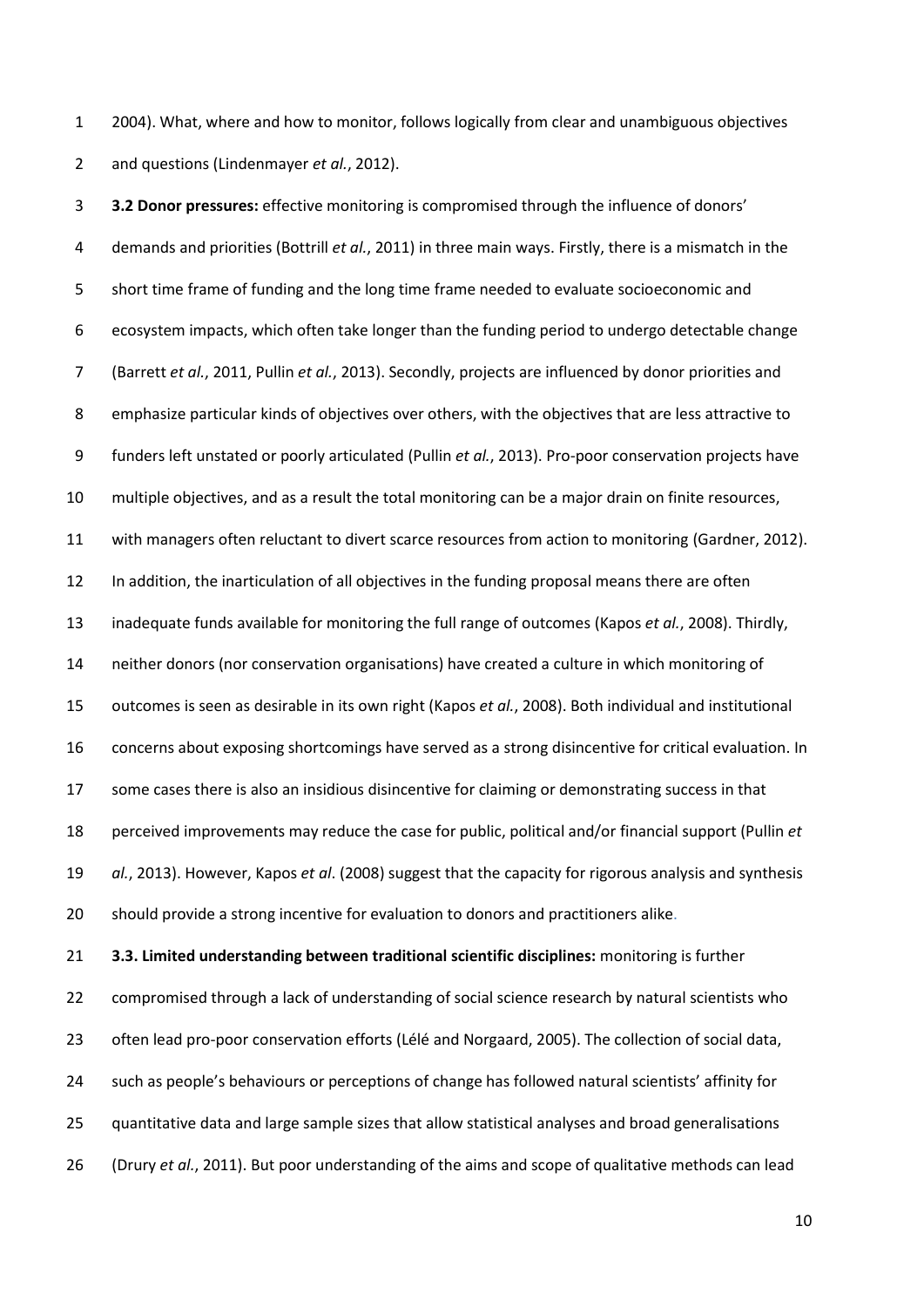2004). What, where and how to monitor, follows logically from clear and unambiguous objectives and questions (Lindenmayer *et al.*, 2012).

**3.2 Donor pressures:** effective monitoring is compromised through the influence of donors' demands and priorities (Bottrill *et al.*, 2011) in three main ways. Firstly, there is a mismatch in the short time frame of funding and the long time frame needed to evaluate socioeconomic and ecosystem impacts, which often take longer than the funding period to undergo detectable change (Barrett *et al.*, 2011, Pullin *et al.*, 2013). Secondly, projects are influenced by donor priorities and emphasize particular kinds of objectives over others, with the objectives that are less attractive to funders left unstated or poorly articulated (Pullin *et al.*, 2013). Pro-poor conservation projects have multiple objectives, and as a result the total monitoring can be a major drain on finite resources, with managers often reluctant to divert scarce resources from action to monitoring (Gardner, 2012). In addition, the inarticulation of all objectives in the funding proposal means there are often inadequate funds available for monitoring the full range of outcomes (Kapos *et al.*, 2008). Thirdly, neither donors (nor conservation organisations) have created a culture in which monitoring of outcomes is seen as desirable in its own right (Kapos *et al.*, 2008). Both individual and institutional concerns about exposing shortcomings have served as a strong disincentive for critical evaluation. In some cases there is also an insidious disincentive for claiming or demonstrating success in that perceived improvements may reduce the case for public, political and/or financial support (Pullin *et al.*, 2013). However, Kapos *et al*. (2008) suggest that the capacity for rigorous analysis and synthesis should provide a strong incentive for evaluation to donors and practitioners alike.

**3.3. Limited understanding between traditional scientific disciplines:** monitoring is further compromised through a lack of understanding of social science research by natural scientists who often lead pro-poor conservation efforts (Lélé and Norgaard, 2005). The collection of social data, such as people's behaviours or perceptions of change has followed natural scientists' affinity for quantitative data and large sample sizes that allow statistical analyses and broad generalisations (Drury *et al.*, 2011). But poor understanding of the aims and scope of qualitative methods can lead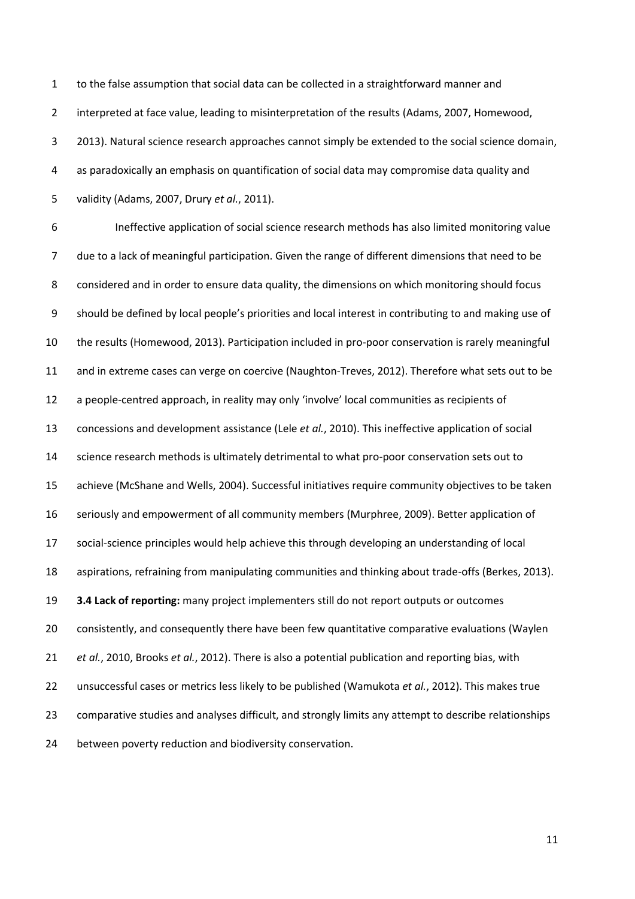to the false assumption that social data can be collected in a straightforward manner and interpreted at face value, leading to misinterpretation of the results (Adams, 2007, Homewood, 2013). Natural science research approaches cannot simply be extended to the social science domain, as paradoxically an emphasis on quantification of social data may compromise data quality and validity (Adams, 2007, Drury *et al.*, 2011).

Ineffective application of social science research methods has also limited monitoring value due to a lack of meaningful participation. Given the range of different dimensions that need to be considered and in order to ensure data quality, the dimensions on which monitoring should focus should be defined by local people's priorities and local interest in contributing to and making use of the results (Homewood, 2013). Participation included in pro-poor conservation is rarely meaningful and in extreme cases can verge on coercive (Naughton-Treves, 2012). Therefore what sets out to be a people-centred approach, in reality may only 'involve' local communities as recipients of concessions and development assistance (Lele *et al.*, 2010). This ineffective application of social science research methods is ultimately detrimental to what pro-poor conservation sets out to achieve (McShane and Wells, 2004). Successful initiatives require community objectives to be taken seriously and empowerment of all community members (Murphree, 2009). Better application of social-science principles would help achieve this through developing an understanding of local aspirations, refraining from manipulating communities and thinking about trade-offs (Berkes, 2013).

**3.4 Lack of reporting:** many project implementers still do not report outputs or outcomes consistently, and consequently there have been few quantitative comparative evaluations (Waylen *et al.*, 2010, Brooks *et al.*, 2012). There is also a potential publication and reporting bias, with unsuccessful cases or metrics less likely to be published (Wamukota *et al.*, 2012). This makes true comparative studies and analyses difficult, and strongly limits any attempt to describe relationships between poverty reduction and biodiversity conservation.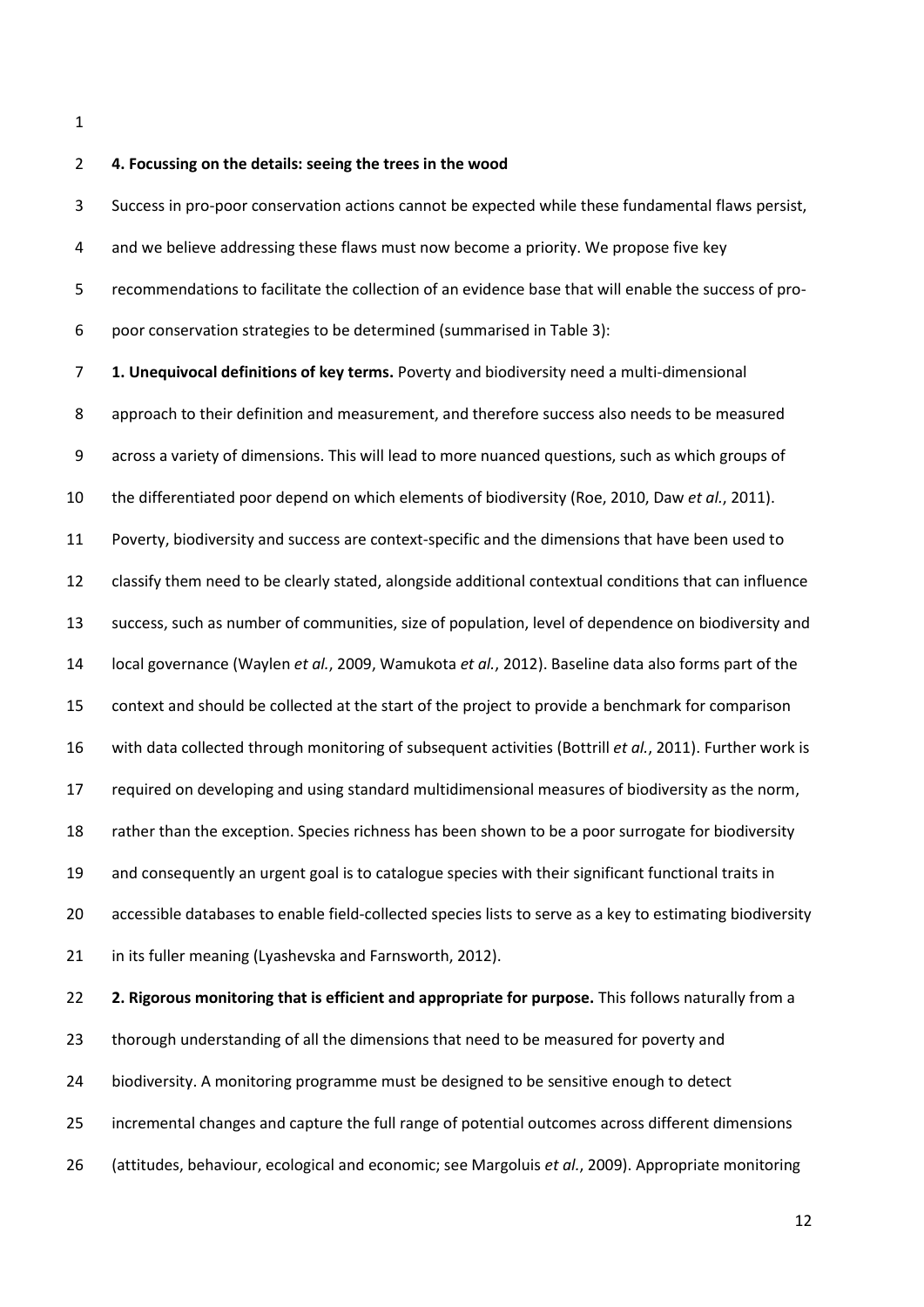## 4. Focussing on the details: seeing the trees in the wood

Success in pro-poor conservation actions cannot be expected while these fundamental flaws persist, and we believe addressing these flaws must now become a priority. We propose five key recommendations to facilitate the collection of an evidence base that will enable the success of pro-poor conservation strategies to be determined (summarised in Table 3):

**1. Unequivocal definitions of key terms.** Poverty and biodiversity need a multi-dimensional approach to their definition and measurement, and therefore success also needs to be measured across a variety of dimensions. This will lead to more nuanced questions, such as which groups of the differentiated poor depend on which elements of biodiversity (Roe, 2010, Daw *et al.*, 2011). Poverty, biodiversity and success are context-specific and the dimensions that have been used to classify them need to be clearly stated, alongside additional contextual conditions that can influence success, such as number of communities, size of population, level of dependence on biodiversity and local governance (Waylen *et al.*, 2009, Wamukota *et al.*, 2012). Baseline data also forms part of the context and should be collected at the start of the project to provide a benchmark for comparison with data collected through monitoring of subsequent activities (Bottrill *et al.*, 2011). Further work is required on developing and using standard multidimensional measures of biodiversity as the norm, rather than the exception. Species richness has been shown to be a poor surrogate for biodiversity and consequently an urgent goal is to catalogue species with their significant functional traits in accessible databases to enable field-collected species lists to serve as a key to estimating biodiversity in its fuller meaning (Lyashevska and Farnsworth, 2012).

**2. Rigorous monitoring that is efficient and appropriate for purpose.** This follows naturally from a thorough understanding of all the dimensions that need to be measured for poverty and biodiversity. A monitoring programme must be designed to be sensitive enough to detect incremental changes and capture the full range of potential outcomes across different dimensions (attitudes, behaviour, ecological and economic; see Margoluis *et al.*, 2009). Appropriate monitoring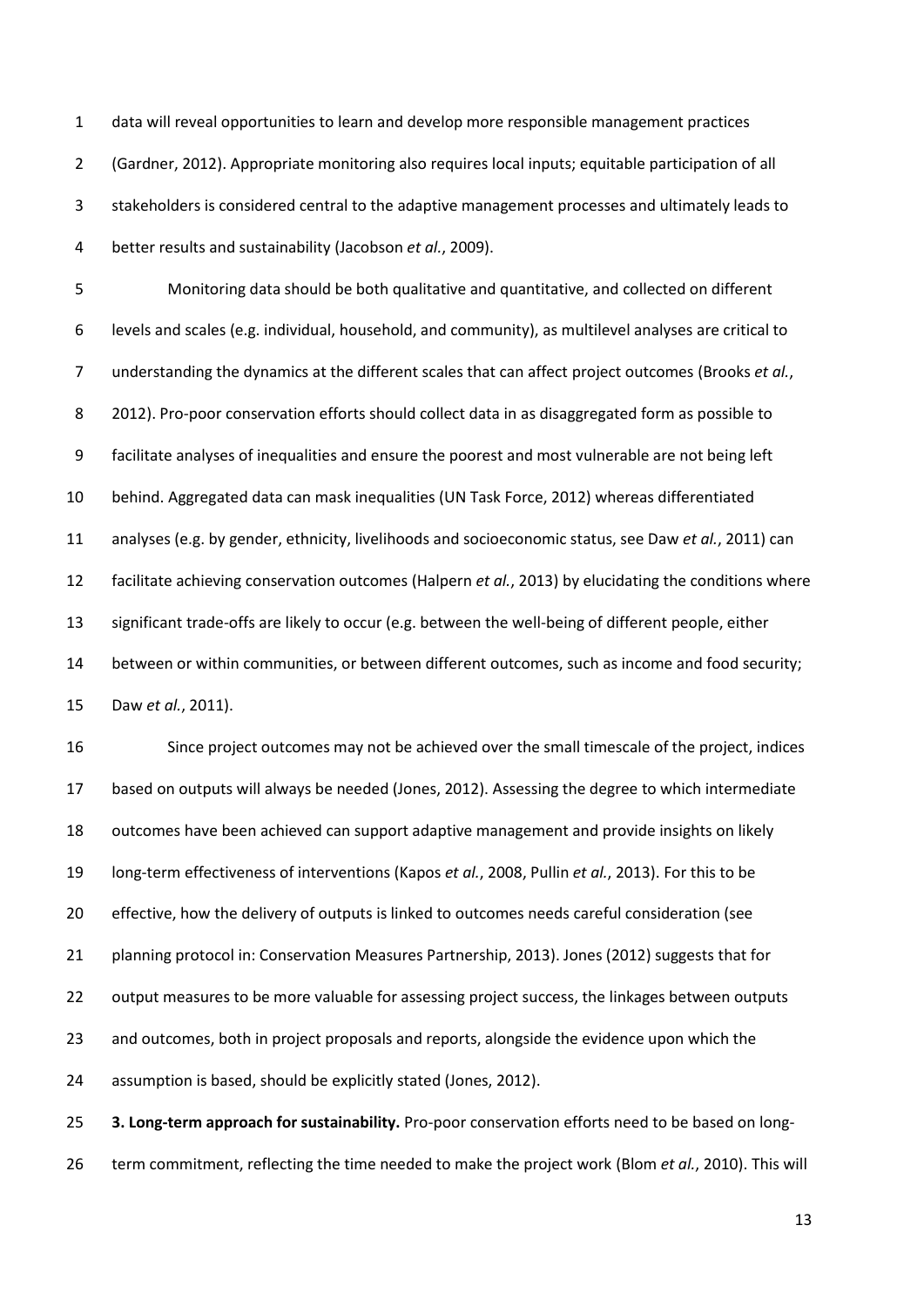data will reveal opportunities to learn and develop more responsible management practices (Gardner, 2012). Appropriate monitoring also requires local inputs; equitable participation of all stakeholders is considered central to the adaptive management processes and ultimately leads to better results and sustainability (Jacobson *et al.*, 2009).

Monitoring data should be both qualitative and quantitative, and collected on different levels and scales (e.g. individual, household, and community), as multilevel analyses are critical to understanding the dynamics at the different scales that can affect project outcomes (Brooks *et al.*, 2012). Pro-poor conservation efforts should collect data in as disaggregated form as possible to facilitate analyses of inequalities and ensure the poorest and most vulnerable are not being left behind. Aggregated data can mask inequalities (UN Task Force, 2012) whereas differentiated analyses (e.g. by gender, ethnicity, livelihoods and socioeconomic status, see Daw *et al.*, 2011) can facilitate achieving conservation outcomes (Halpern *et al.*, 2013) by elucidating the conditions where significant trade-offs are likely to occur (e.g. between the well-being of different people, either between or within communities, or between different outcomes, such as income and food security; Daw *et al.*, 2011).

Since project outcomes may not be achieved over the small timescale of the project, indices based on outputs will always be needed (Jones, 2012). Assessing the degree to which intermediate outcomes have been achieved can support adaptive management and provide insights on likely long-term effectiveness of interventions (Kapos *et al.*, 2008, Pullin *et al.*, 2013). For this to be effective, how the delivery of outputs is linked to outcomes needs careful consideration (see planning protocol in: Conservation Measures Partnership, 2013). Jones (2012) suggests that for output measures to be more valuable for assessing project success, the linkages between outputs and outcomes, both in project proposals and reports, alongside the evidence upon which the assumption is based, should be explicitly stated (Jones, 2012).

**3. Long-term approach for sustainability.** Pro-poor conservation efforts need to be based on long-term commitment, reflecting the time needed to make the project work (Blom *et al.*, 2010). This will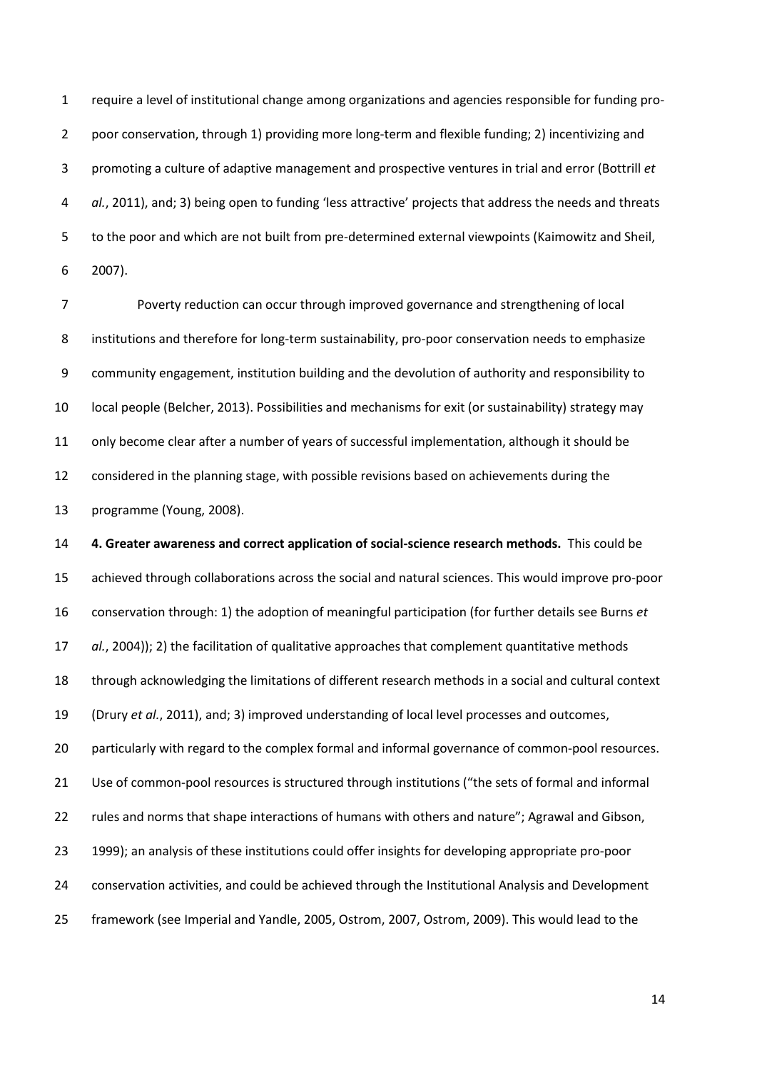require a level of institutional change among organizations and agencies responsible for funding pro-poor conservation, through 1) providing more long-term and flexible funding; 2) incentivizing and promoting a culture of adaptive management and prospective ventures in trial and error (Bottrill *et al.*, 2011), and; 3) being open to funding 'less attractive' projects that address the needs and threats to the poor and which are not built from pre-determined external viewpoints (Kaimowitz and Sheil, 2007).

Poverty reduction can occur through improved governance and strengthening of local institutions and therefore for long-term sustainability, pro-poor conservation needs to emphasize community engagement, institution building and the devolution of authority and responsibility to local people (Belcher, 2013). Possibilities and mechanisms for exit (or sustainability) strategy may only become clear after a number of years of successful implementation, although it should be considered in the planning stage, with possible revisions based on achievements during the programme (Young, 2008).

**4. Greater awareness and correct application of social-science research methods.** This could be achieved through collaborations across the social and natural sciences. This would improve pro-poor conservation through: 1) the adoption of meaningful participation (for further details see Burns *et al.*, 2004)); 2) the facilitation of qualitative approaches that complement quantitative methods through acknowledging the limitations of different research methods in a social and cultural context (Drury *et al.*, 2011), and; 3) improved understanding of local level processes and outcomes, particularly with regard to the complex formal and informal governance of common-pool resources. Use of common-pool resources is structured through institutions ("the sets of formal and informal rules and norms that shape interactions of humans with others and nature"; Agrawal and Gibson, 1999); an analysis of these institutions could offer insights for developing appropriate pro-poor conservation activities, and could be achieved through the Institutional Analysis and Development framework (see Imperial and Yandle, 2005, Ostrom, 2007, Ostrom, 2009). This would lead to the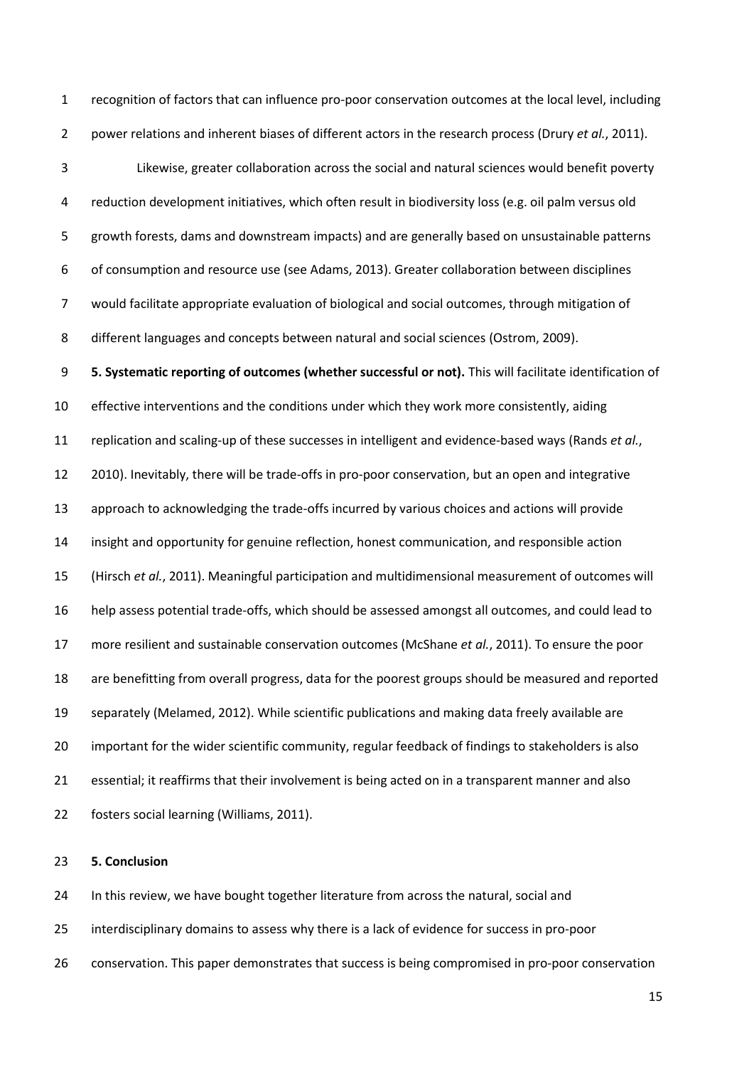recognition of factors that can influence pro-poor conservation outcomes at the local level, including power relations and inherent biases of different actors in the research process (Drury *et al.*, 2011).

Likewise, greater collaboration across the social and natural sciences would benefit poverty reduction development initiatives, which often result in biodiversity loss (e.g. oil palm versus old growth forests, dams and downstream impacts) and are generally based on unsustainable patterns of consumption and resource use (see Adams, 2013). Greater collaboration between disciplines would facilitate appropriate evaluation of biological and social outcomes, through mitigation of different languages and concepts between natural and social sciences (Ostrom, 2009).

**5. Systematic reporting of outcomes (whether successful or not).** This will facilitate identification of effective interventions and the conditions under which they work more consistently, aiding replication and scaling-up of these successes in intelligent and evidence-based ways (Rands *et al.*, 2010). Inevitably, there will be trade-offs in pro-poor conservation, but an open and integrative approach to acknowledging the trade-offs incurred by various choices and actions will provide insight and opportunity for genuine reflection, honest communication, and responsible action (Hirsch *et al.*, 2011). Meaningful participation and multidimensional measurement of outcomes will help assess potential trade-offs, which should be assessed amongst all outcomes, and could lead to more resilient and sustainable conservation outcomes (McShane *et al.*, 2011). To ensure the poor are benefitting from overall progress, data for the poorest groups should be measured and reported separately (Melamed, 2012). While scientific publications and making data freely available are important for the wider scientific community, regular feedback of findings to stakeholders is also essential; it reaffirms that their involvement is being acted on in a transparent manner and also fosters social learning (Williams, 2011).

## 5. Conclusion

In this review, we have bought together literature from across the natural, social and interdisciplinary domains to assess why there is a lack of evidence for success in pro-poor conservation. This paper demonstrates that success is being compromised in pro-poor conservation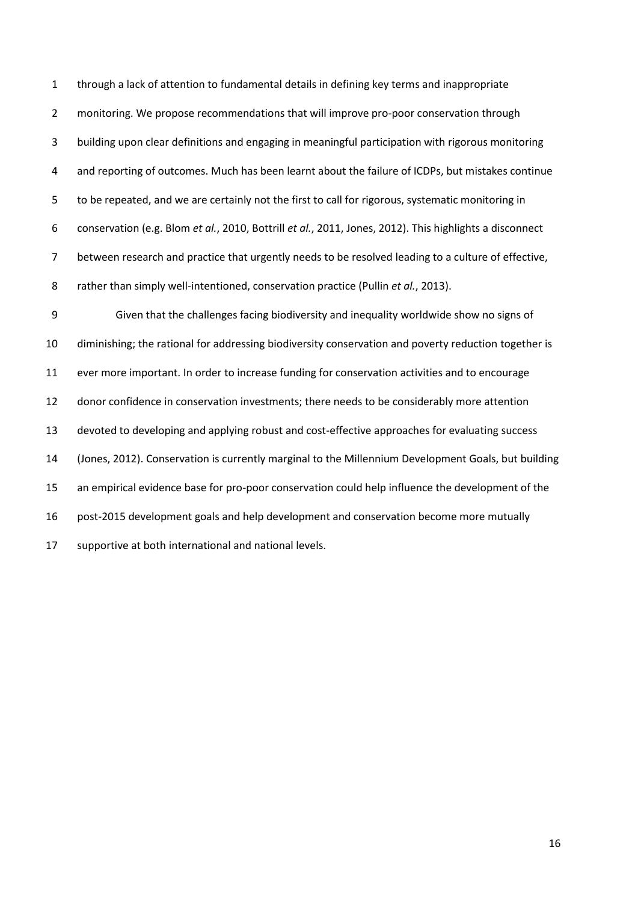through a lack of attention to fundamental details in defining key terms and inappropriate monitoring. We propose recommendations that will improve pro-poor conservation through building upon clear definitions and engaging in meaningful participation with rigorous monitoring and reporting of outcomes. Much has been learnt about the failure of ICDPs, but mistakes continue to be repeated, and we are certainly not the first to call for rigorous, systematic monitoring in conservation (e.g. Blom *et al.*, 2010, Bottrill *et al.*, 2011, Jones, 2012). This highlights a disconnect between research and practice that urgently needs to be resolved leading to a culture of effective, rather than simply well-intentioned, conservation practice (Pullin *et al.*, 2013).

Given that the challenges facing biodiversity and inequality worldwide show no signs of diminishing; the rational for addressing biodiversity conservation and poverty reduction together is ever more important. In order to increase funding for conservation activities and to encourage donor confidence in conservation investments; there needs to be considerably more attention devoted to developing and applying robust and cost-effective approaches for evaluating success (Jones, 2012). Conservation is currently marginal to the Millennium Development Goals, but building an empirical evidence base for pro-poor conservation could help influence the development of the post-2015 development goals and help development and conservation become more mutually supportive at both international and national levels.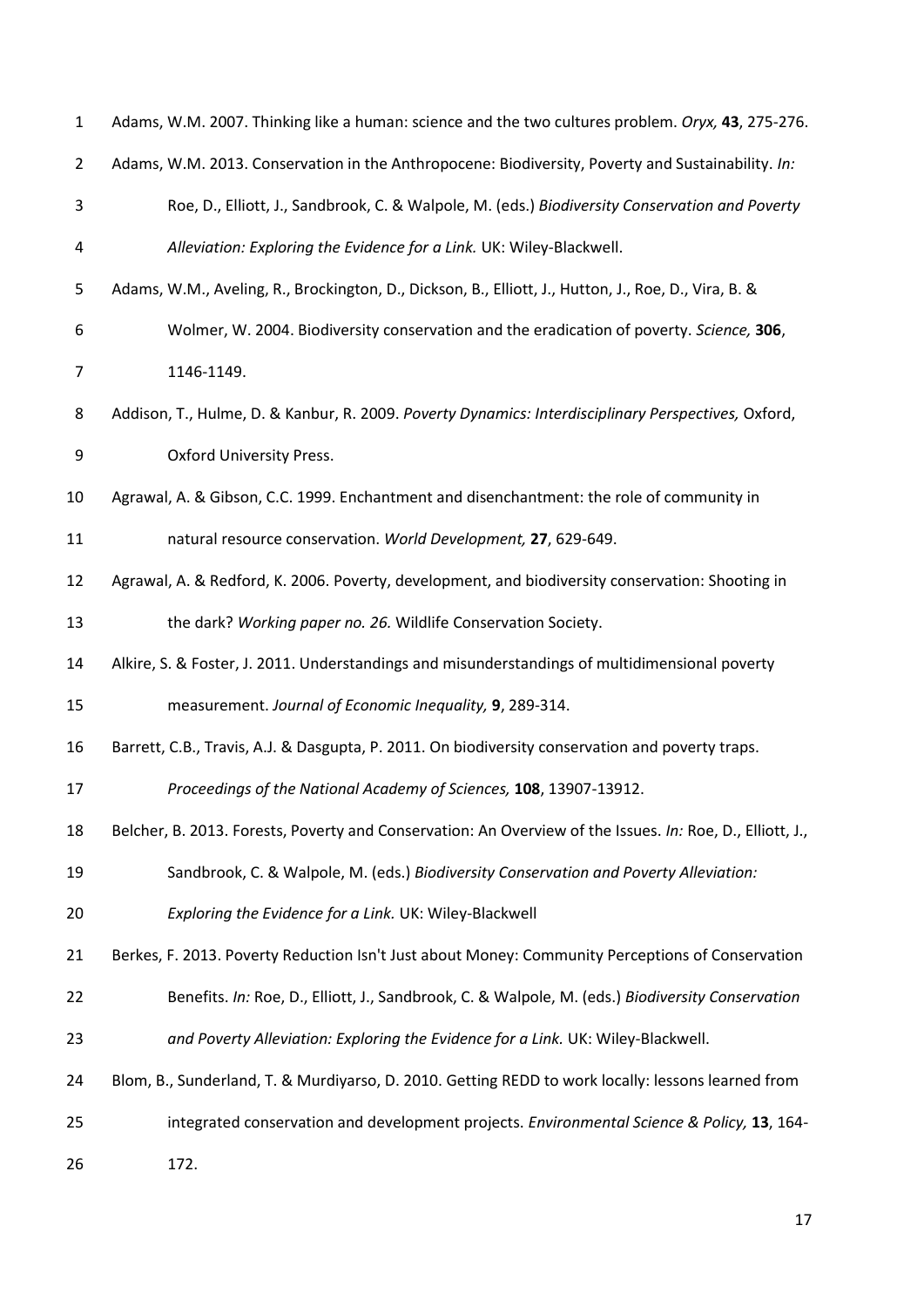Adams, W.M. 2007. Thinking like a human: science and the two cultures problem. *Oryx,* **43**, 275-276.

Adams, W.M. 2013. Conservation in the Anthropocene: Biodiversity, Poverty and Sustainability. *In:* Roe, D., Elliott, J., Sandbrook, C. & Walpole, M. (eds.) *Biodiversity Conservation and Poverty Alleviation: Exploring the Evidence for a Link.* UK: Wiley-Blackwell.

Adams, W.M., Aveling, R., Brockington, D., Dickson, B., Elliott, J., Hutton, J., Roe, D., Vira, B. & Wolmer, W. 2004. Biodiversity conservation and the eradication of poverty. *Science,* **306**, 1146-1149.

Addison, T., Hulme, D. & Kanbur, R. 2009. *Poverty Dynamics: Interdisciplinary Perspectives,* Oxford, Oxford University Press.

Agrawal, A. & Gibson, C.C. 1999. Enchantment and disenchantment: the role of community in natural resource conservation. *World Development,* **27**, 629-649.

Agrawal, A. & Redford, K. 2006. Poverty, development, and biodiversity conservation: Shooting in the dark? *Working paper no. 26.* Wildlife Conservation Society.

Alkire, S. & Foster, J. 2011. Understandings and misunderstandings of multidimensional poverty measurement. *Journal of Economic Inequality,* **9**, 289-314.

Barrett, C.B., Travis, A.J. & Dasgupta, P. 2011. On biodiversity conservation and poverty traps. *Proceedings of the National Academy of Sciences,* **108**, 13907-13912.

Belcher, B. 2013. Forests, Poverty and Conservation: An Overview of the Issues. *In:* Roe, D., Elliott, J., Sandbrook, C. & Walpole, M. (eds.) *Biodiversity Conservation and Poverty Alleviation: Exploring the Evidence for a Link.* UK: Wiley-Blackwell

Berkes, F. 2013. Poverty Reduction Isn't Just about Money: Community Perceptions of Conservation Benefits. *In:* Roe, D., Elliott, J., Sandbrook, C. & Walpole, M. (eds.) *Biodiversity Conservation and Poverty Alleviation: Exploring the Evidence for a Link.* UK: Wiley-Blackwell.

Blom, B., Sunderland, T. & Murdiyarso, D. 2010. Getting REDD to work locally: lessons learned from integrated conservation and development projects. *Environmental Science & Policy,* **13**, 164-172.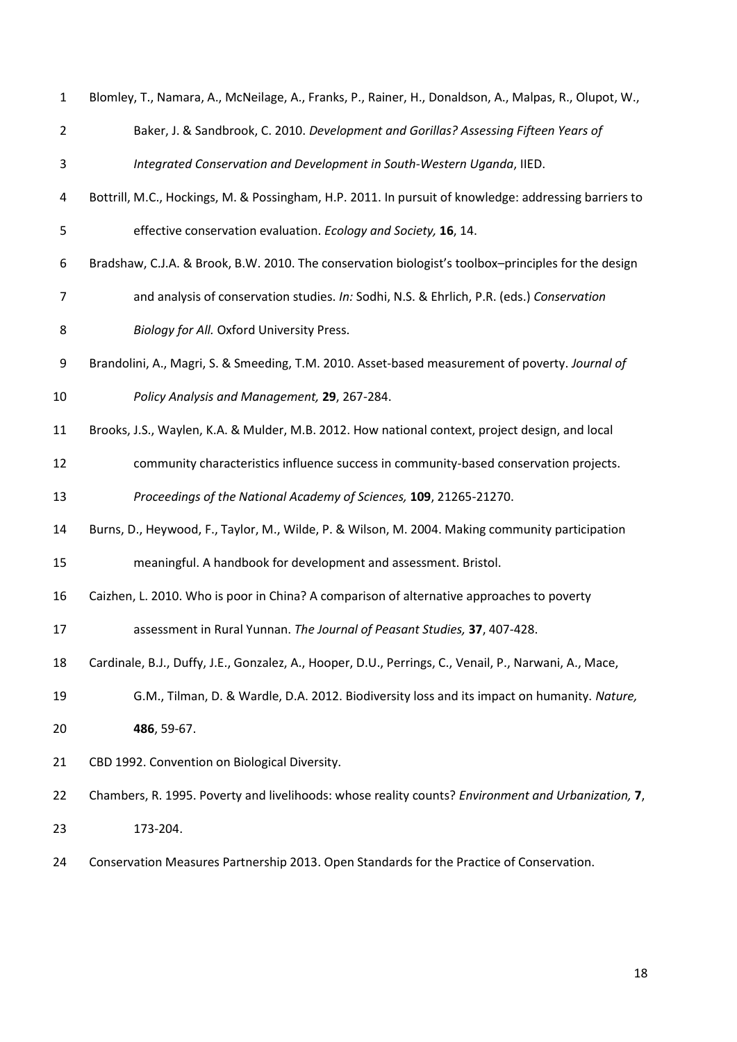Blomley, T., Namara, A., McNeilage, A., Franks, P., Rainer, H., Donaldson, A., Malpas, R., Olupot, W., Baker, J. & Sandbrook, C. 2010. *Development and Gorillas? Assessing Fifteen Years of Integrated Conservation and Development in South-Western Uganda*, IIED.

Bottrill, M.C., Hockings, M. & Possingham, H.P. 2011. In pursuit of knowledge: addressing barriers to effective conservation evaluation. *Ecology and Society,* **16**, 14.

Bradshaw, C.J.A. & Brook, B.W. 2010. The conservation biologist's toolbox–principles for the design and analysis of conservation studies. *In:* Sodhi, N.S. & Ehrlich, P.R. (eds.) *Conservation Biology for All.* Oxford University Press.

Brandolini, A., Magri, S. & Smeeding, T.M. 2010. Asset-based measurement of poverty. *Journal of Policy Analysis and Management,* **29**, 267-284.

Brooks, J.S., Waylen, K.A. & Mulder, M.B. 2012. How national context, project design, and local community characteristics influence success in community-based conservation projects. *Proceedings of the National Academy of Sciences,* **109**, 21265-21270.

Burns, D., Heywood, F., Taylor, M., Wilde, P. & Wilson, M. 2004. Making community participation meaningful. A handbook for development and assessment. Bristol.

Caizhen, L. 2010. Who is poor in China? A comparison of alternative approaches to poverty assessment in Rural Yunnan. *The Journal of Peasant Studies,* **37**, 407-428.

Cardinale, B.J., Duffy, J.E., Gonzalez, A., Hooper, D.U., Perrings, C., Venail, P., Narwani, A., Mace, G.M., Tilman, D. & Wardle, D.A. 2012. Biodiversity loss and its impact on humanity. *Nature,* **486**, 59-67.

CBD 1992. Convention on Biological Diversity.

Chambers, R. 1995. Poverty and livelihoods: whose reality counts? *Environment and Urbanization,* **7**, 173-204.

Conservation Measures Partnership 2013. Open Standards for the Practice of Conservation.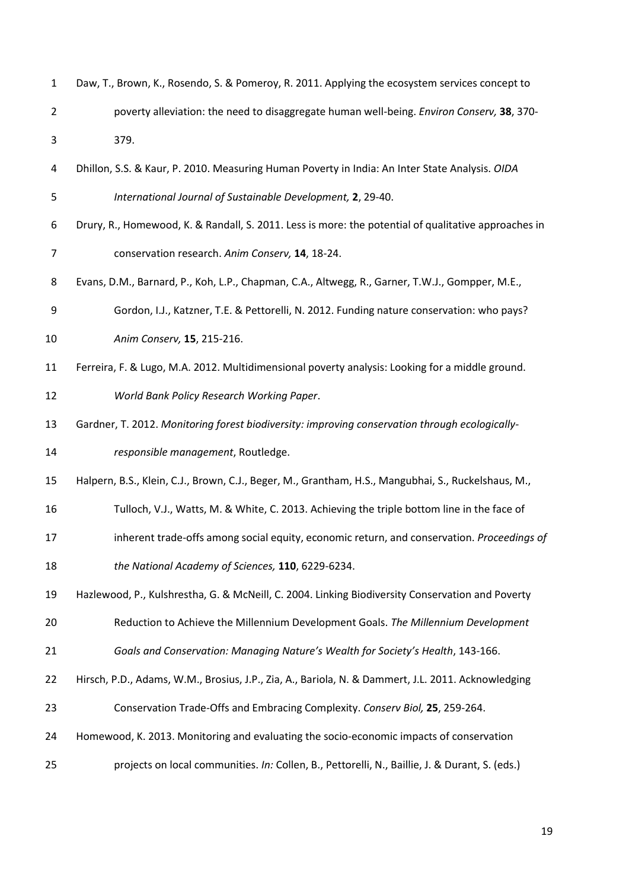Daw, T., Brown, K., Rosendo, S. & Pomeroy, R. 2011. Applying the ecosystem services concept to poverty alleviation: the need to disaggregate human well-being. *Environ Conserv,* **38**, 370-379.

Dhillon, S.S. & Kaur, P. 2010. Measuring Human Poverty in India: An Inter State Analysis. *OIDA International Journal of Sustainable Development,* **2**, 29-40.

Drury, R., Homewood, K. & Randall, S. 2011. Less is more: the potential of qualitative approaches in conservation research. *Anim Conserv,* **14**, 18-24.

Evans, D.M., Barnard, P., Koh, L.P., Chapman, C.A., Altwegg, R., Garner, T.W.J., Gompper, M.E., Gordon, I.J., Katzner, T.E. & Pettorelli, N. 2012. Funding nature conservation: who pays? *Anim Conserv,* **15**, 215-216.

Ferreira, F. & Lugo, M.A. 2012. Multidimensional poverty analysis: Looking for a middle ground. *World Bank Policy Research Working Paper*.

Gardner, T. 2012. *Monitoring forest biodiversity: improving conservation through ecologically-responsible management*, Routledge.

Halpern, B.S., Klein, C.J., Brown, C.J., Beger, M., Grantham, H.S., Mangubhai, S., Ruckelshaus, M., Tulloch, V.J., Watts, M. & White, C. 2013. Achieving the triple bottom line in the face of inherent trade-offs among social equity, economic return, and conservation. *Proceedings of the National Academy of Sciences,* **110**, 6229-6234.

Hazlewood, P., Kulshrestha, G. & McNeill, C. 2004. Linking Biodiversity Conservation and Poverty Reduction to Achieve the Millennium Development Goals. *The Millennium Development Goals and Conservation: Managing Nature's Wealth for Society's Health*, 143-166.

Hirsch, P.D., Adams, W.M., Brosius, J.P., Zia, A., Bariola, N. & Dammert, J.L. 2011. Acknowledging Conservation Trade-Offs and Embracing Complexity. *Conserv Biol,* **25**, 259-264.

Homewood, K. 2013. Monitoring and evaluating the socio-economic impacts of conservation projects on local communities. *In:* Collen, B., Pettorelli, N., Baillie, J. & Durant, S. (eds.)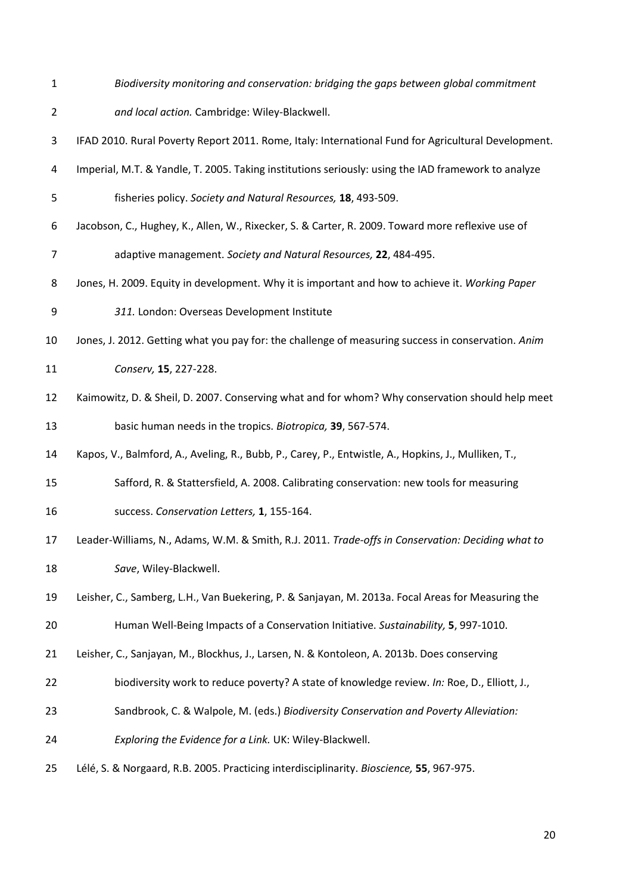*Biodiversity monitoring and conservation: bridging the gaps between global commitment and local action.* Cambridge: Wiley-Blackwell.

IFAD 2010. Rural Poverty Report 2011. Rome, Italy: International Fund for Agricultural Development.

Imperial, M.T. & Yandle, T. 2005. Taking institutions seriously: using the IAD framework to analyze fisheries policy. *Society and Natural Resources,* **18**, 493-509.

Jacobson, C., Hughey, K., Allen, W., Rixecker, S. & Carter, R. 2009. Toward more reflexive use of adaptive management. *Society and Natural Resources,* **22**, 484-495.

Jones, H. 2009. Equity in development. Why it is important and how to achieve it. *Working Paper 311.* London: Overseas Development Institute

Jones, J. 2012. Getting what you pay for: the challenge of measuring success in conservation. *Anim Conserv,* **15**, 227-228.

Kaimowitz, D. & Sheil, D. 2007. Conserving what and for whom? Why conservation should help meet basic human needs in the tropics. *Biotropica,* **39**, 567-574.

Kapos, V., Balmford, A., Aveling, R., Bubb, P., Carey, P., Entwistle, A., Hopkins, J., Mulliken, T., Safford, R. & Stattersfield, A. 2008. Calibrating conservation: new tools for measuring success. *Conservation Letters,* **1**, 155-164.

Leader-Williams, N., Adams, W.M. & Smith, R.J. 2011. *Trade-offs in Conservation: Deciding what to Save*, Wiley-Blackwell.

Leisher, C., Samberg, L.H., Van Buekering, P. & Sanjayan, M. 2013a. Focal Areas for Measuring the Human Well-Being Impacts of a Conservation Initiative. *Sustainability,* **5**, 997-1010.

Leisher, C., Sanjayan, M., Blockhus, J., Larsen, N. & Kontoleon, A. 2013b. Does conserving biodiversity work to reduce poverty? A state of knowledge review. *In:* Roe, D., Elliott, J., Sandbrook, C. & Walpole, M. (eds.) *Biodiversity Conservation and Poverty Alleviation: Exploring the Evidence for a Link.* UK: Wiley-Blackwell.

Lélé, S. & Norgaard, R.B. 2005. Practicing interdisciplinarity. *Bioscience,* **55**, 967-975.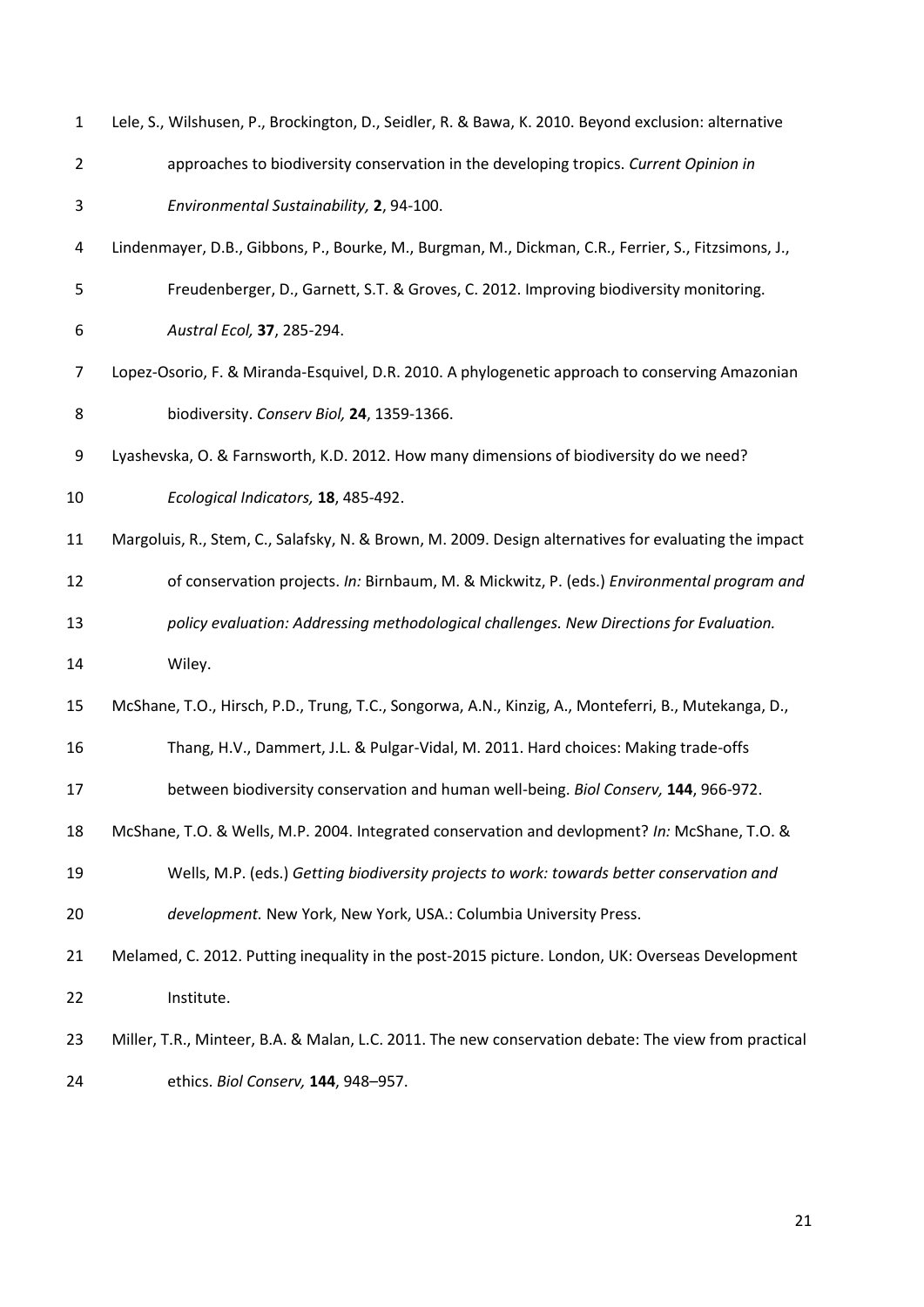Lele, S., Wilshusen, P., Brockington, D., Seidler, R. & Bawa, K. 2010. Beyond exclusion: alternative approaches to biodiversity conservation in the developing tropics. *Current Opinion in Environmental Sustainability,* **2**, 94-100.

Lindenmayer, D.B., Gibbons, P., Bourke, M., Burgman, M., Dickman, C.R., Ferrier, S., Fitzsimons, J., Freudenberger, D., Garnett, S.T. & Groves, C. 2012. Improving biodiversity monitoring. *Austral Ecol,* **37**, 285-294.

Lopez-Osorio, F. & Miranda-Esquivel, D.R. 2010. A phylogenetic approach to conserving Amazonian biodiversity. *Conserv Biol,* **24**, 1359-1366.

Lyashevska, O. & Farnsworth, K.D. 2012. How many dimensions of biodiversity do we need? *Ecological Indicators,* **18**, 485-492.

Margoluis, R., Stem, C., Salafsky, N. & Brown, M. 2009. Design alternatives for evaluating the impact of conservation projects. *In:* Birnbaum, M. & Mickwitz, P. (eds.) *Environmental program and policy evaluation: Addressing methodological challenges. New Directions for Evaluation.* Wiley.

McShane, T.O., Hirsch, P.D., Trung, T.C., Songorwa, A.N., Kinzig, A., Monteferri, B., Mutekanga, D., Thang, H.V., Dammert, J.L. & Pulgar-Vidal, M. 2011. Hard choices: Making trade-offs between biodiversity conservation and human well-being. *Biol Conserv,* **144**, 966-972.

McShane, T.O. & Wells, M.P. 2004. Integrated conservation and devlopment? *In:* McShane, T.O. & Wells, M.P. (eds.) *Getting biodiversity projects to work: towards better conservation and development.* New York, New York, USA.: Columbia University Press.

Melamed, C. 2012. Putting inequality in the post-2015 picture. London, UK: Overseas Development Institute.

Miller, T.R., Minteer, B.A. & Malan, L.C. 2011. The new conservation debate: The view from practical ethics. *Biol Conserv,* **144**, 948–957.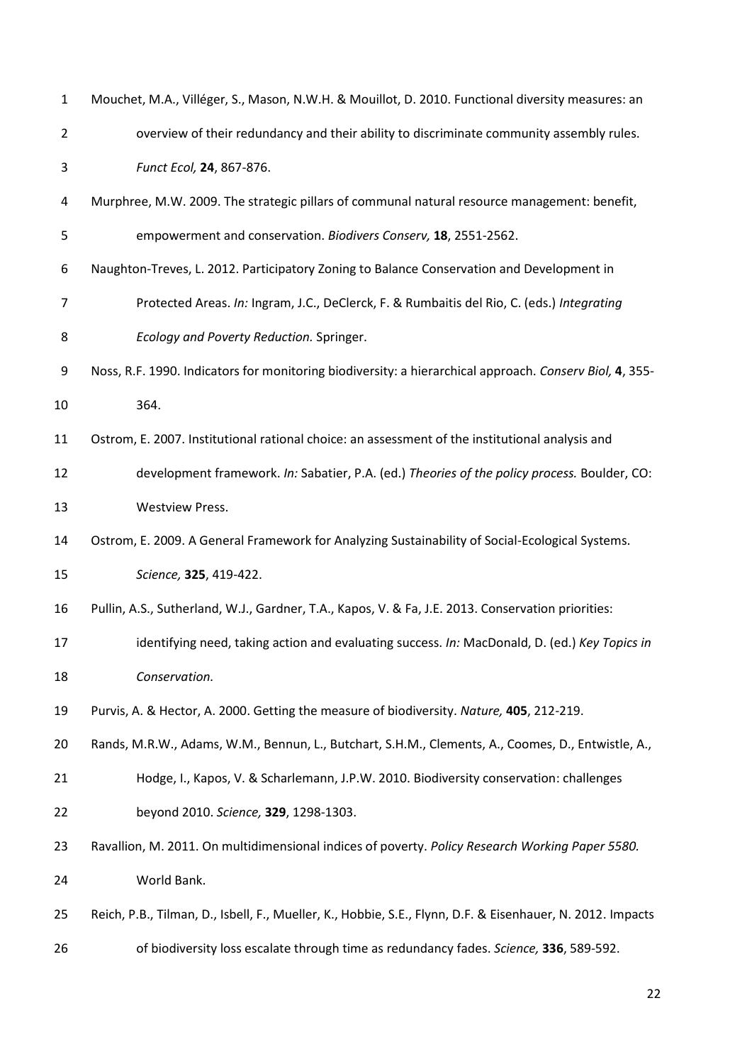Mouchet, M.A., Villéger, S., Mason, N.W.H. & Mouillot, D. 2010. Functional diversity measures: an overview of their redundancy and their ability to discriminate community assembly rules. *Funct Ecol,* **24**, 867-876.

Murphree, M.W. 2009. The strategic pillars of communal natural resource management: benefit, empowerment and conservation. *Biodivers Conserv,* **18**, 2551-2562.

Naughton-Treves, L. 2012. Participatory Zoning to Balance Conservation and Development in Protected Areas. *In:* Ingram, J.C., DeClerck, F. & Rumbaitis del Rio, C. (eds.) *Integrating Ecology and Poverty Reduction.* Springer.

Noss, R.F. 1990. Indicators for monitoring biodiversity: a hierarchical approach. *Conserv Biol,* **4**, 355-364.

Ostrom, E. 2007. Institutional rational choice: an assessment of the institutional analysis and development framework. *In:* Sabatier, P.A. (ed.) *Theories of the policy process.* Boulder, CO: Westview Press.

Ostrom, E. 2009. A General Framework for Analyzing Sustainability of Social-Ecological Systems. *Science,* **325**, 419-422.

Pullin, A.S., Sutherland, W.J., Gardner, T.A., Kapos, V. & Fa, J.E. 2013. Conservation priorities: identifying need, taking action and evaluating success. *In:* MacDonald, D. (ed.) *Key Topics in Conservation.*

Purvis, A. & Hector, A. 2000. Getting the measure of biodiversity. *Nature,* **405**, 212-219.

Rands, M.R.W., Adams, W.M., Bennun, L., Butchart, S.H.M., Clements, A., Coomes, D., Entwistle, A., Hodge, I., Kapos, V. & Scharlemann, J.P.W. 2010. Biodiversity conservation: challenges beyond 2010. *Science,* **329**, 1298-1303.

Ravallion, M. 2011. On multidimensional indices of poverty. *Policy Research Working Paper 5580.* World Bank.

Reich, P.B., Tilman, D., Isbell, F., Mueller, K., Hobbie, S.E., Flynn, D.F. & Eisenhauer, N. 2012. Impacts of biodiversity loss escalate through time as redundancy fades. *Science,* **336**, 589-592.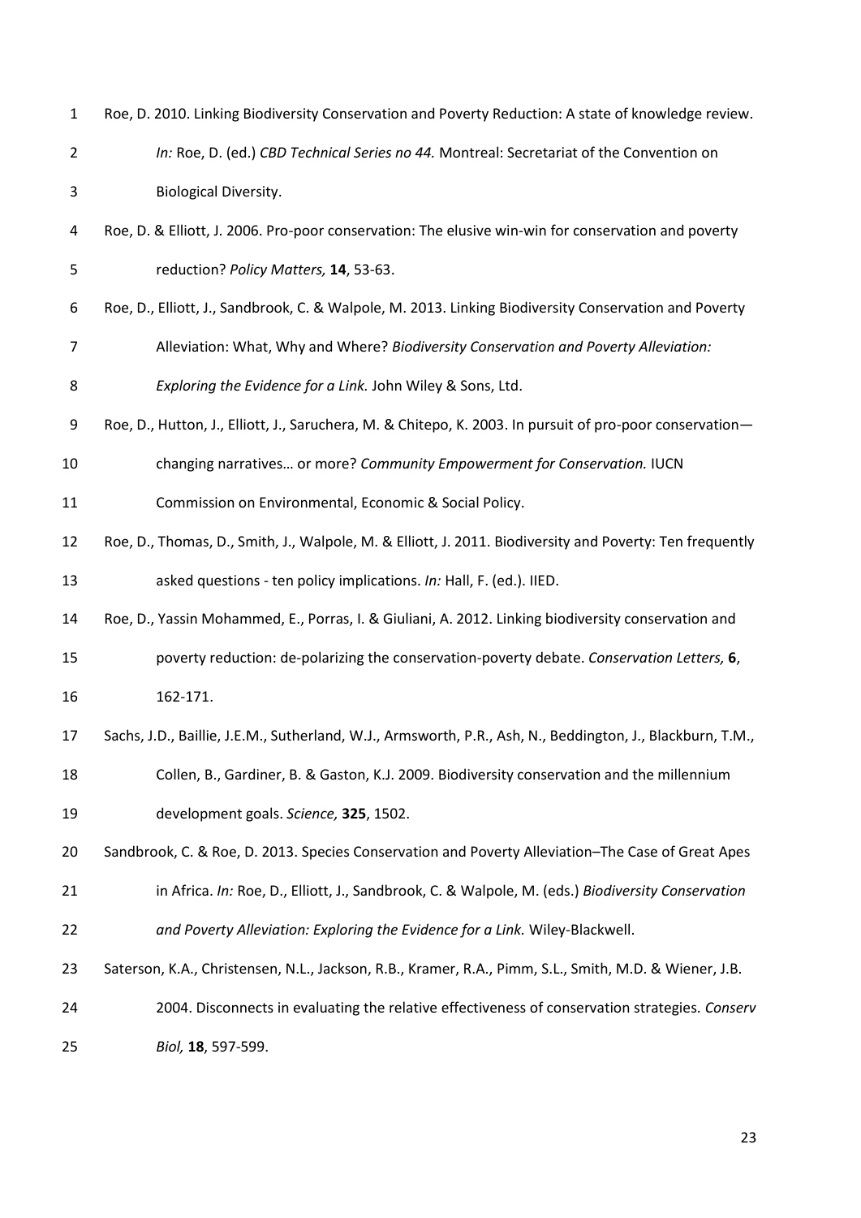Roe, D. 2010. Linking Biodiversity Conservation and Poverty Reduction: A state of knowledge review. *In:* Roe, D. (ed.) *CBD Technical Series no 44.* Montreal: Secretariat of the Convention on Biological Diversity.

Roe, D. & Elliott, J. 2006. Pro-poor conservation: The elusive win-win for conservation and poverty reduction? *Policy Matters,* **14**, 53-63.

Roe, D., Elliott, J., Sandbrook, C. & Walpole, M. 2013. Linking Biodiversity Conservation and Poverty Alleviation: What, Why and Where? *Biodiversity Conservation and Poverty Alleviation: Exploring the Evidence for a Link.* John Wiley & Sons, Ltd.

Roe, D., Hutton, J., Elliott, J., Saruchera, M. & Chitepo, K. 2003. In pursuit of pro-poor conservation—changing narratives… or more? *Community Empowerment for Conservation.* IUCN Commission on Environmental, Economic & Social Policy.

Roe, D., Thomas, D., Smith, J., Walpole, M. & Elliott, J. 2011. Biodiversity and Poverty: Ten frequently asked questions - ten policy implications. *In:* Hall, F. (ed.). IIED.

Roe, D., Yassin Mohammed, E., Porras, I. & Giuliani, A. 2012. Linking biodiversity conservation and poverty reduction: de-polarizing the conservation-poverty debate. *Conservation Letters,* **6**, 162-171.

Sachs, J.D., Baillie, J.E.M., Sutherland, W.J., Armsworth, P.R., Ash, N., Beddington, J., Blackburn, T.M., Collen, B., Gardiner, B. & Gaston, K.J. 2009. Biodiversity conservation and the millennium development goals. *Science,* **325**, 1502.

Sandbrook, C. & Roe, D. 2013. Species Conservation and Poverty Alleviation–The Case of Great Apes in Africa. *In:* Roe, D., Elliott, J., Sandbrook, C. & Walpole, M. (eds.) *Biodiversity Conservation and Poverty Alleviation: Exploring the Evidence for a Link.* Wiley-Blackwell.

Saterson, K.A., Christensen, N.L., Jackson, R.B., Kramer, R.A., Pimm, S.L., Smith, M.D. & Wiener, J.B. 2004. Disconnects in evaluating the relative effectiveness of conservation strategies. *Conserv Biol,* **18**, 597-599.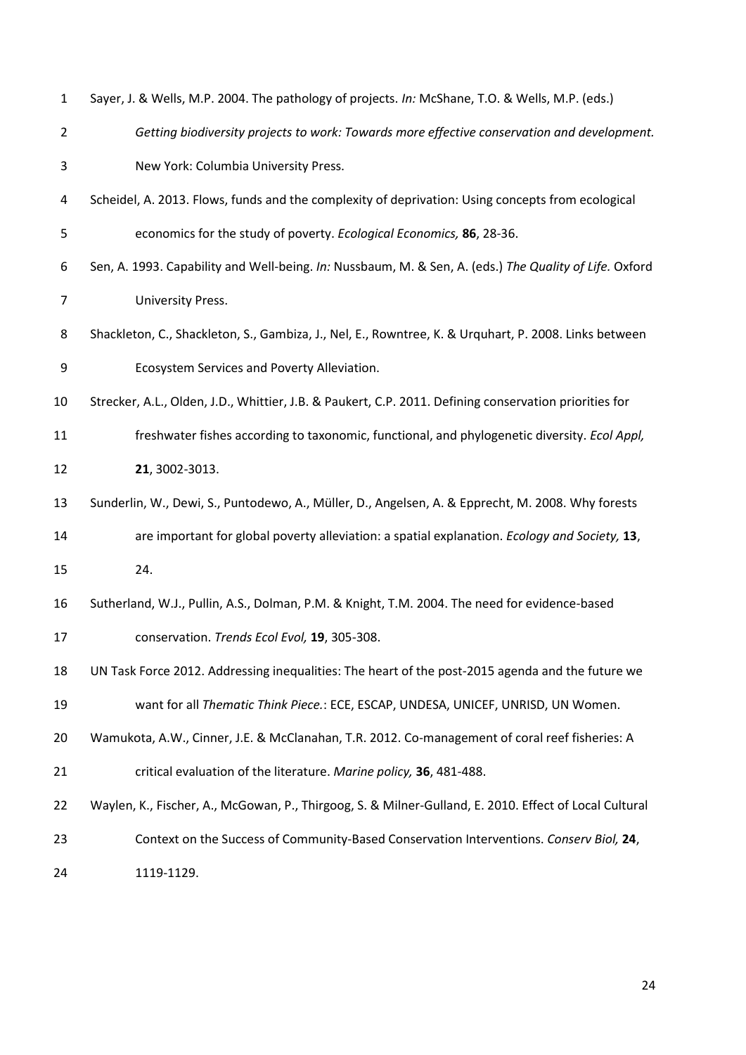Sayer, J. & Wells, M.P. 2004. The pathology of projects. *In:* McShane, T.O. & Wells, M.P. (eds.) *Getting biodiversity projects to work: Towards more effective conservation and development.* New York: Columbia University Press.

Scheidel, A. 2013. Flows, funds and the complexity of deprivation: Using concepts from ecological economics for the study of poverty. *Ecological Economics,* **86**, 28-36.

Sen, A. 1993. Capability and Well-being. *In:* Nussbaum, M. & Sen, A. (eds.) *The Quality of Life.* Oxford University Press.

Shackleton, C., Shackleton, S., Gambiza, J., Nel, E., Rowntree, K. & Urquhart, P. 2008. Links between Ecosystem Services and Poverty Alleviation.

Strecker, A.L., Olden, J.D., Whittier, J.B. & Paukert, C.P. 2011. Defining conservation priorities for freshwater fishes according to taxonomic, functional, and phylogenetic diversity. *Ecol Appl,* **21**, 3002-3013.

Sunderlin, W., Dewi, S., Puntodewo, A., Müller, D., Angelsen, A. & Epprecht, M. 2008. Why forests are important for global poverty alleviation: a spatial explanation. *Ecology and Society,* **13**, 24.

Sutherland, W.J., Pullin, A.S., Dolman, P.M. & Knight, T.M. 2004. The need for evidence-based conservation. *Trends Ecol Evol,* **19**, 305-308.

UN Task Force 2012. Addressing inequalities: The heart of the post-2015 agenda and the future we want for all *Thematic Think Piece.*: ECE, ESCAP, UNDESA, UNICEF, UNRISD, UN Women.

Wamukota, A.W., Cinner, J.E. & McClanahan, T.R. 2012. Co-management of coral reef fisheries: A critical evaluation of the literature. *Marine policy,* **36**, 481-488.

Waylen, K., Fischer, A., McGowan, P., Thirgoog, S. & Milner-Gulland, E. 2010. Effect of Local Cultural Context on the Success of Community-Based Conservation Interventions. *Conserv Biol,* **24**, 1119-1129.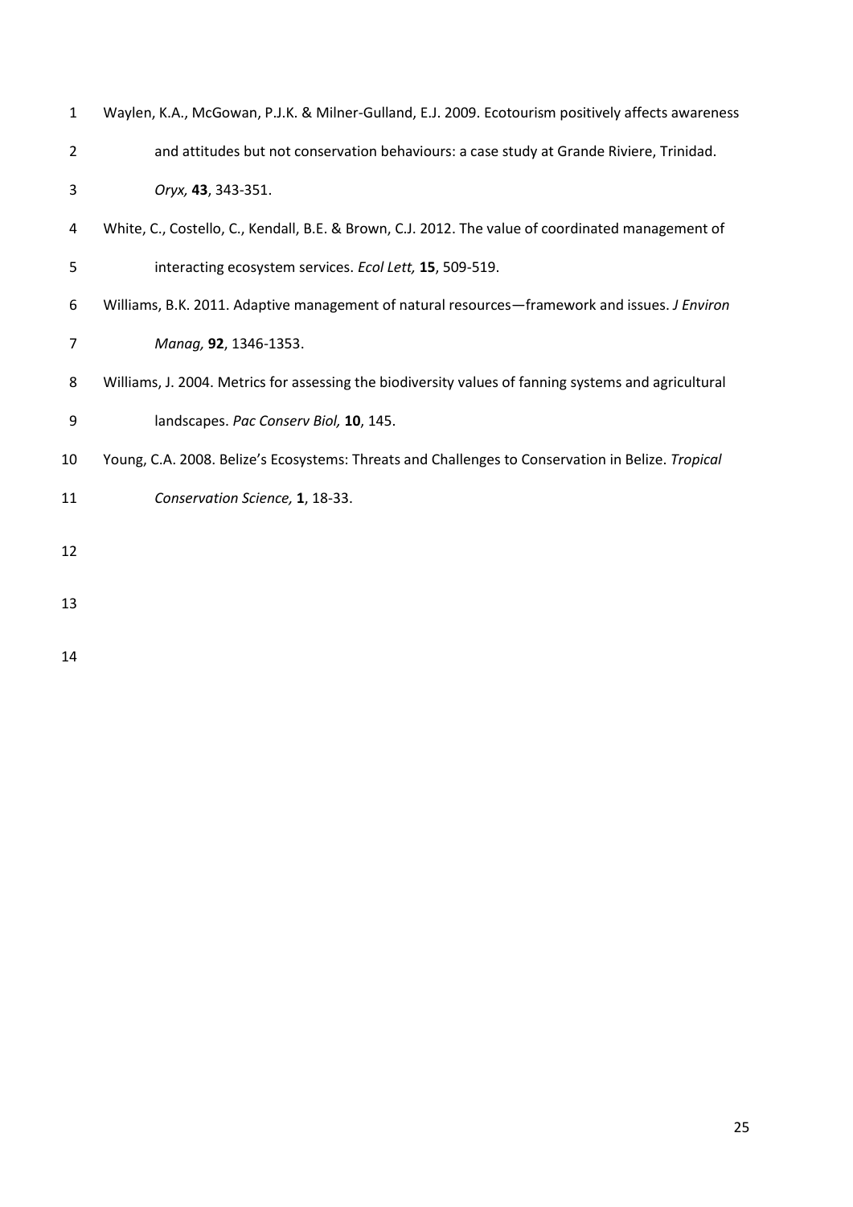Waylen, K.A., McGowan, P.J.K. & Milner-Gulland, E.J. 2009. Ecotourism positively affects awareness and attitudes but not conservation behaviours: a case study at Grande Riviere, Trinidad. *Oryx,* **43**, 343-351.

White, C., Costello, C., Kendall, B.E. & Brown, C.J. 2012. The value of coordinated management of interacting ecosystem services. *Ecol Lett,* **15**, 509-519.

Williams, B.K. 2011. Adaptive management of natural resources—framework and issues. *J Environ Manag,* **92**, 1346-1353.

Williams, J. 2004. Metrics for assessing the biodiversity values of fanning systems and agricultural landscapes. *Pac Conserv Biol,* **10**, 145.

Young, C.A. 2008. Belize's Ecosystems: Threats and Challenges to Conservation in Belize. *Tropical Conservation Science,* **1**, 18-33.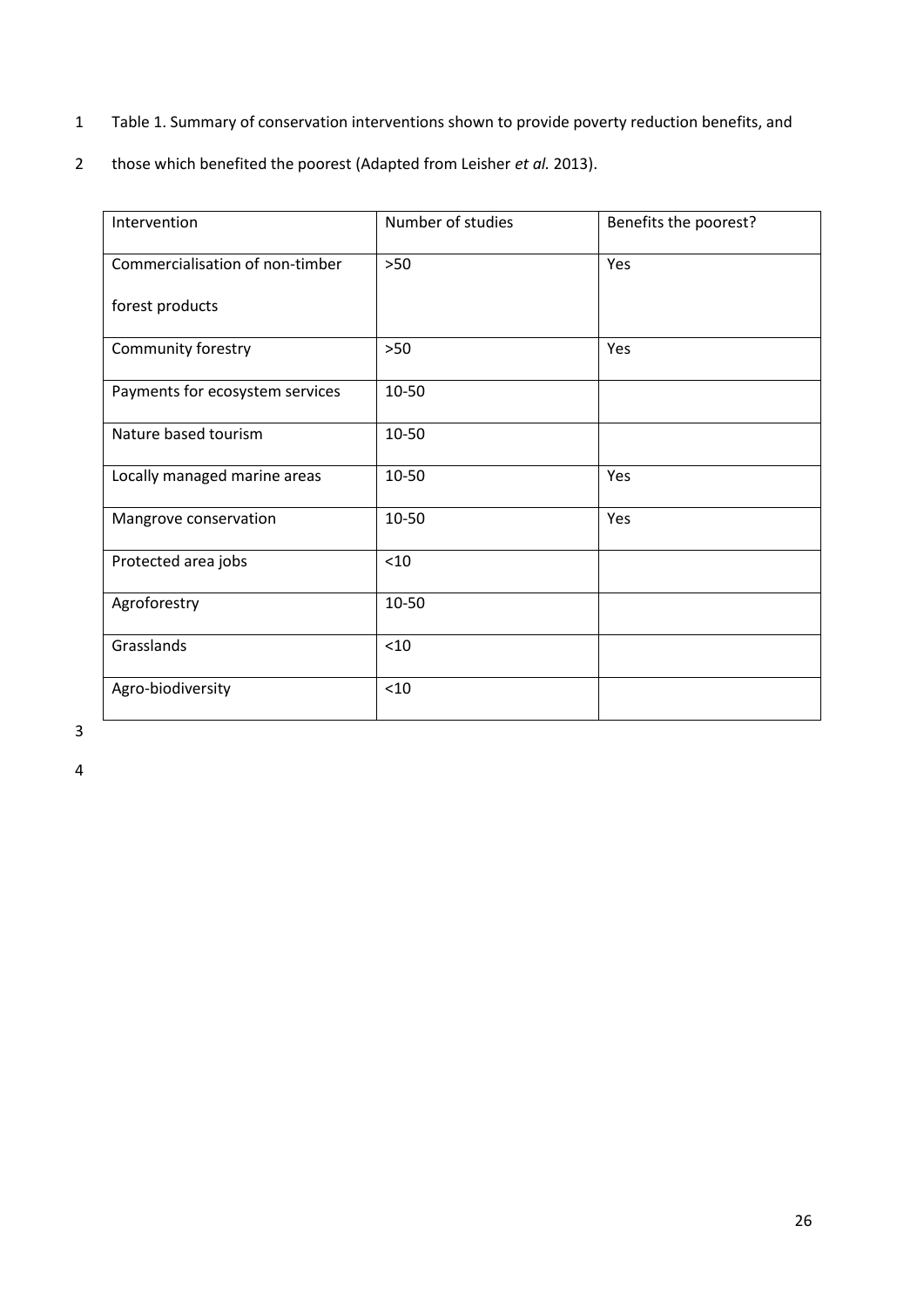Table 1. Summary of conservation interventions shown to provide poverty reduction benefits, and those which benefited the poorest (Adapted from Leisher *et al.* 2013).

| Intervention | Number of studies | Benefits the poorest? |
|---|---|---|
| Commercialisation of non-timber forest products | >50 | Yes |
| Community forestry | >50 | Yes |
| Payments for ecosystem services | 10-50 | |
| Nature based tourism | 10-50 | |
| Locally managed marine areas | 10-50 | Yes |
| Mangrove conservation | 10-50 | Yes |
| Protected area jobs | <10 | |
| Agroforestry | 10-50 | |
| Grasslands | <10 | |
| Agro-biodiversity | <10 | |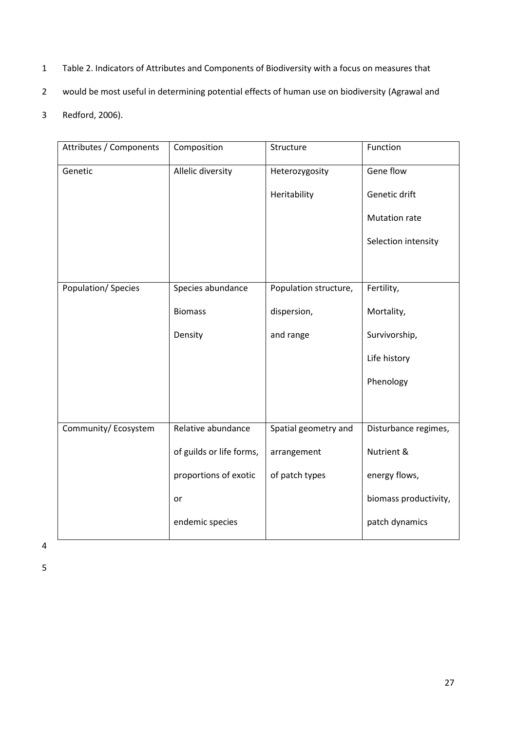Table 2. Indicators of Attributes and Components of Biodiversity with a focus on measures that would be most useful in determining potential effects of human use on biodiversity (Agrawal and Redford, 2006).

| Attributes / Components | Composition | Structure | Function |
|---|---|---|---|
| Genetic | Allelic diversity | Heterozygosity<br>Heritability | Gene flow<br>Genetic drift<br>Mutation rate<br>Selection intensity |
| Population/ Species | Species abundance<br>Biomass<br>Density | Population structure, dispersion, and range | Fertility,<br>Mortality,<br>Survivorship,<br>Life history<br>Phenology |
| Community/ Ecosystem | Relative abundance of guilds or life forms, proportions of exotic or endemic species | Spatial geometry and arrangement of patch types | Disturbance regimes,<br>Nutrient & energy flows,<br>biomass productivity,<br>patch dynamics |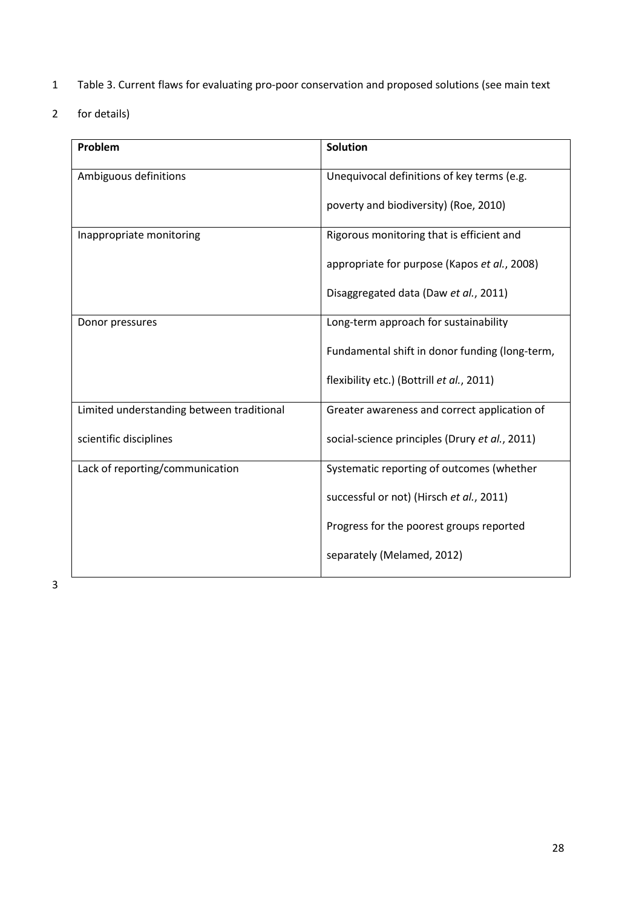Table 3. Current flaws for evaluating pro-poor conservation and proposed solutions (see main text for details)

| Problem | Solution |
| --- | --- |
| Ambiguous definitions | Unequivocal definitions of key terms (e.g. poverty and biodiversity) (Roe, 2010) |
| Inappropriate monitoring | Rigorous monitoring that is efficient and appropriate for purpose (Kapos *et al.*, 2008)<br>Disaggregated data (Daw *et al.*, 2011) |
| Donor pressures | Long-term approach for sustainability<br>Fundamental shift in donor funding (long-term, flexibility etc.) (Bottrill *et al.*, 2011) |
| Limited understanding between traditional scientific disciplines | Greater awareness and correct application of social-science principles (Drury *et al.*, 2011) |
| Lack of reporting/communication | Systematic reporting of outcomes (whether successful or not) (Hirsch *et al.*, 2011)<br>Progress for the poorest groups reported separately (Melamed, 2012) |